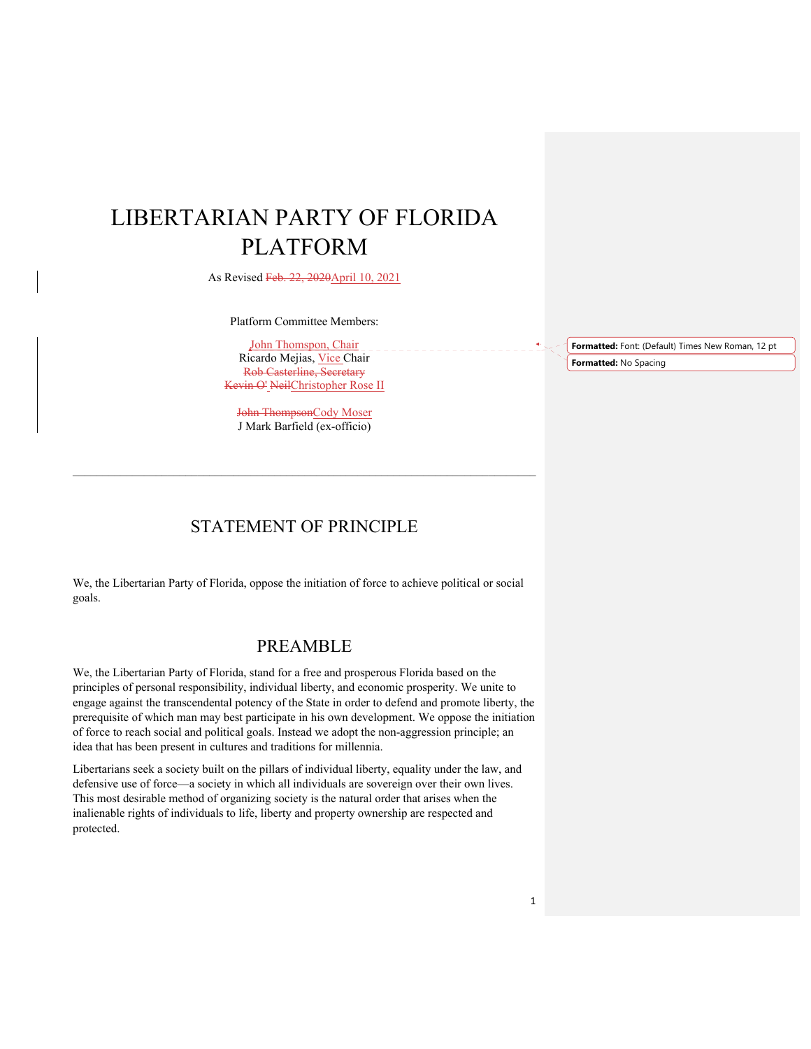# LIBERTARIAN PARTY OF FLORIDA PLATFORM

As Revised ~~Feb. 22, 2020~~April 10, 2021

Platform Committee Members:

John Thomspon, Chair
Ricardo Mejias, Vice Chair
~~Rob Casterline, Secretary~~
~~Kevin O' Neil~~Christopher Rose II

~~John Thompson~~Cody Moser
J Mark Barfield (ex-officio)

---

## STATEMENT OF PRINCIPLE

We, the Libertarian Party of Florida, oppose the initiation of force to achieve political or social goals.

## PREAMBLE

We, the Libertarian Party of Florida, stand for a free and prosperous Florida based on the principles of personal responsibility, individual liberty, and economic prosperity. We unite to engage against the transcendental potency of the State in order to defend and promote liberty, the prerequisite of which man may best participate in his own development. We oppose the initiation of force to reach social and political goals. Instead we adopt the non-aggression principle; an idea that has been present in cultures and traditions for millennia.

Libertarians seek a society built on the pillars of individual liberty, equality under the law, and defensive use of force—a society in which all individuals are sovereign over their own lives. This most desirable method of organizing society is the natural order that arises when the inalienable rights of individuals to life, liberty and property ownership are respected and protected.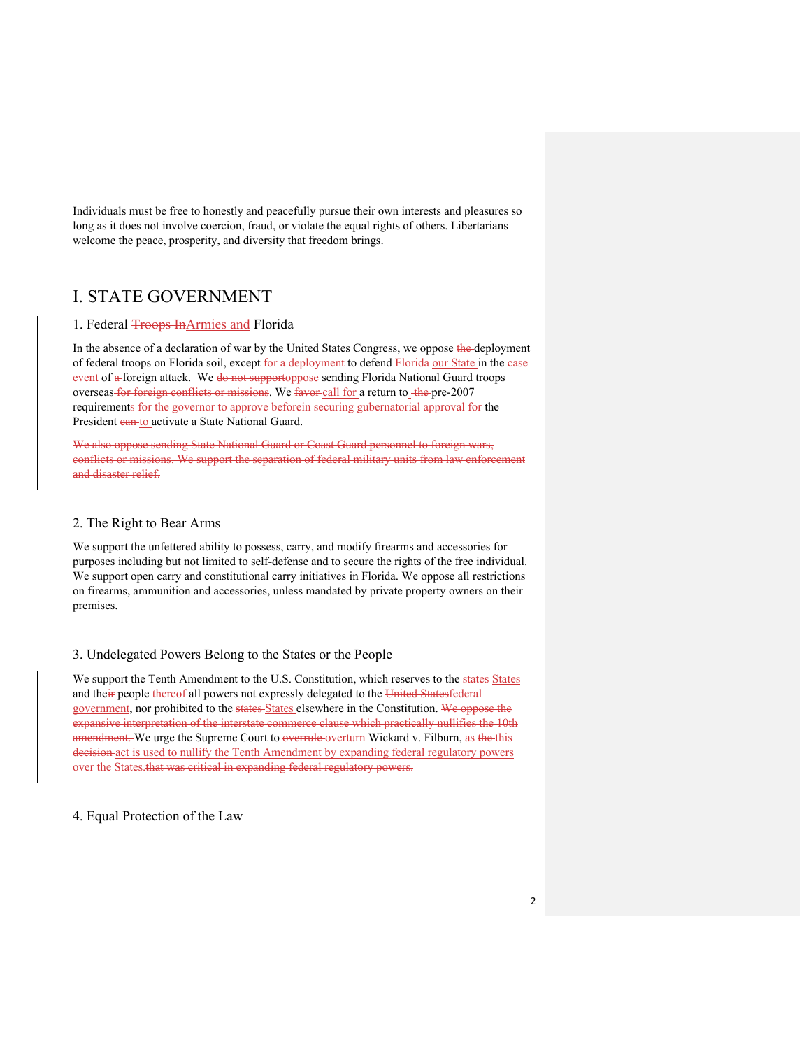Individuals must be free to honestly and peacefully pursue their own interests and pleasures so long as it does not involve coercion, fraud, or violate the equal rights of others. Libertarians welcome the peace, prosperity, and diversity that freedom brings.

# I. STATE GOVERNMENT

## 1. Federal ~~Troops In~~Armies and Florida

In the absence of a declaration of war by the United States Congress, we oppose ~~the~~ deployment of federal troops on Florida soil, except ~~for a deployment~~ to defend ~~Florida~~ our State in the ~~case~~ event of ~~a~~ foreign attack. We ~~do not support~~oppose sending Florida National Guard troops overseas~~ for foreign conflicts or missions~~. We ~~favor~~ call for a return to ~~the~~ pre-2007 requirements ~~for the governor to approve before~~in securing gubernatorial approval for the President ~~can~~ to activate a State National Guard.

~~We also oppose sending State National Guard or Coast Guard personnel to foreign wars, conflicts or missions. We support the separation of federal military units from law enforcement and disaster relief.~~

## 2. The Right to Bear Arms

We support the unfettered ability to possess, carry, and modify firearms and accessories for purposes including but not limited to self-defense and to secure the rights of the free individual. We support open carry and constitutional carry initiatives in Florida. We oppose all restrictions on firearms, ammunition and accessories, unless mandated by private property owners on their premises.

## 3. Undelegated Powers Belong to the States or the People

We support the Tenth Amendment to the U.S. Constitution, which reserves to the ~~states~~ States and the~~ir~~ people thereof all powers not expressly delegated to the ~~United States~~federal government, nor prohibited to the ~~states~~ States elsewhere in the Constitution. ~~We oppose the expansive interpretation of the interstate commerce clause which practically nullifies the 10th amendment.~~ We urge the Supreme Court to ~~overrule~~ overturn Wickard v. Filburn, as ~~the~~ this ~~decision~~ act is used to nullify the Tenth Amendment by expanding federal regulatory powers over the States.~~that was critical in expanding federal regulatory powers.~~

## 4. Equal Protection of the Law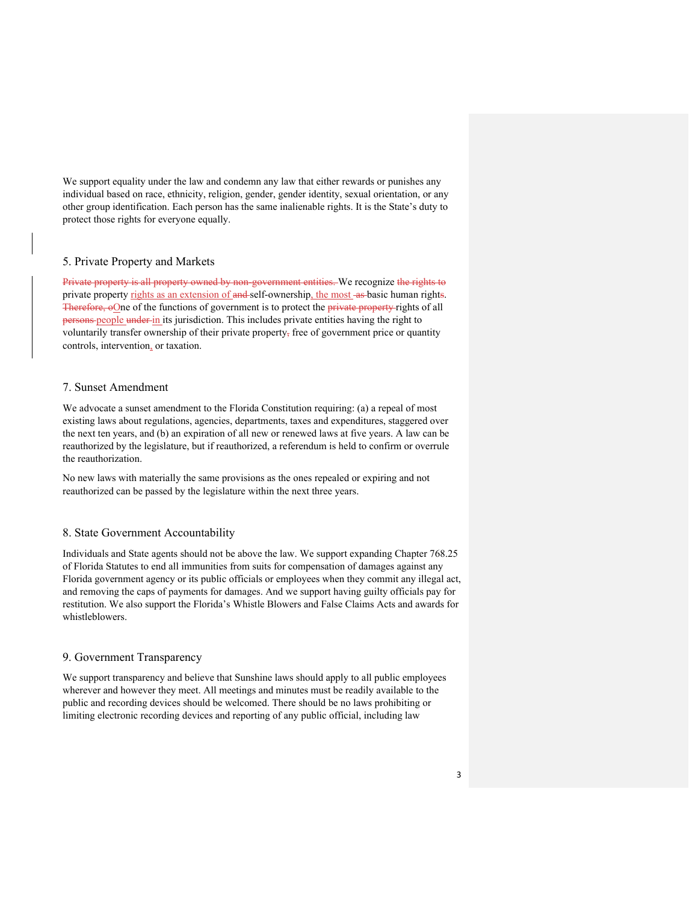We support equality under the law and condemn any law that either rewards or punishes any individual based on race, ethnicity, religion, gender, gender identity, sexual orientation, or any other group identification. Each person has the same inalienable rights. It is the State's duty to protect those rights for everyone equally.

## 5. Private Property and Markets

~~Private property is all property owned by non-government entities.~~ We recognize ~~the rights to~~ private property rights as an extension of ~~and~~ self-ownership, the most ~~as~~ basic human right~~s~~. ~~Therefore, o~~One of the functions of government is to protect the ~~private property~~ rights of all ~~persons~~ people ~~under~~ in its jurisdiction. This includes private entities having the right to voluntarily transfer ownership of their private property~~,~~ free of government price or quantity controls, intervention, or taxation.

## 7. Sunset Amendment

We advocate a sunset amendment to the Florida Constitution requiring: (a) a repeal of most existing laws about regulations, agencies, departments, taxes and expenditures, staggered over the next ten years, and (b) an expiration of all new or renewed laws at five years. A law can be reauthorized by the legislature, but if reauthorized, a referendum is held to confirm or overrule the reauthorization.

No new laws with materially the same provisions as the ones repealed or expiring and not reauthorized can be passed by the legislature within the next three years.

## 8. State Government Accountability

Individuals and State agents should not be above the law. We support expanding Chapter 768.25 of Florida Statutes to end all immunities from suits for compensation of damages against any Florida government agency or its public officials or employees when they commit any illegal act, and removing the caps of payments for damages. And we support having guilty officials pay for restitution. We also support the Florida's Whistle Blowers and False Claims Acts and awards for whistleblowers.

## 9. Government Transparency

We support transparency and believe that Sunshine laws should apply to all public employees wherever and however they meet. All meetings and minutes must be readily available to the public and recording devices should be welcomed. There should be no laws prohibiting or limiting electronic recording devices and reporting of any public official, including law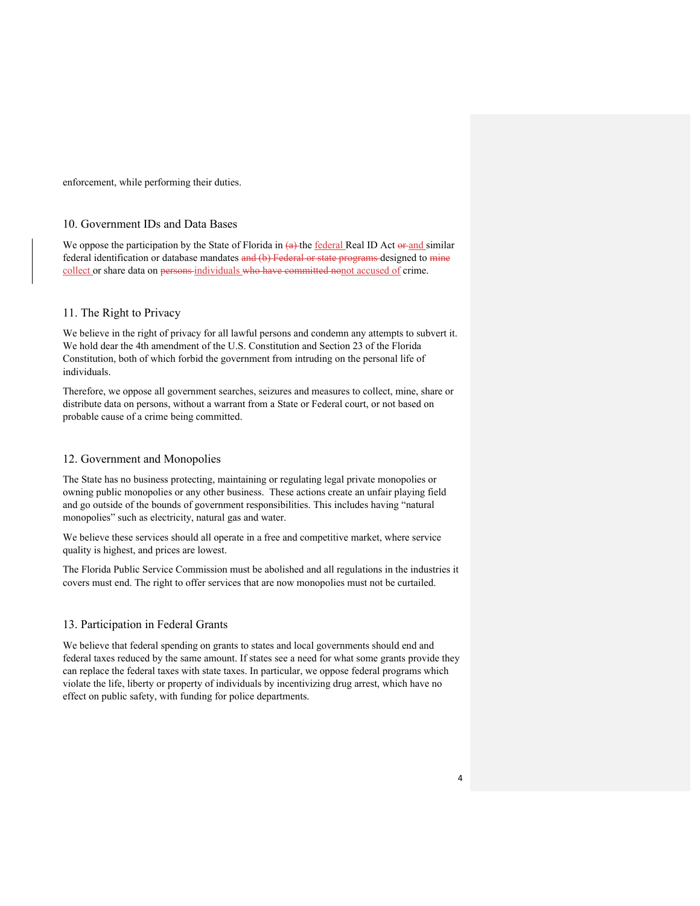enforcement, while performing their duties.

## 10. Government IDs and Data Bases

We oppose the participation by the State of Florida in ~~(a)~~ the federal Real ID Act ~~or~~ and similar federal identification or database mandates ~~and (b) Federal or state programs~~ designed to ~~mine~~ collect or share data on ~~persons~~ individuals ~~who have committed no~~not accused of crime.

## 11. The Right to Privacy

We believe in the right of privacy for all lawful persons and condemn any attempts to subvert it. We hold dear the 4th amendment of the U.S. Constitution and Section 23 of the Florida Constitution, both of which forbid the government from intruding on the personal life of individuals.

Therefore, we oppose all government searches, seizures and measures to collect, mine, share or distribute data on persons, without a warrant from a State or Federal court, or not based on probable cause of a crime being committed.

## 12. Government and Monopolies

The State has no business protecting, maintaining or regulating legal private monopolies or owning public monopolies or any other business. These actions create an unfair playing field and go outside of the bounds of government responsibilities. This includes having "natural monopolies" such as electricity, natural gas and water.

We believe these services should all operate in a free and competitive market, where service quality is highest, and prices are lowest.

The Florida Public Service Commission must be abolished and all regulations in the industries it covers must end. The right to offer services that are now monopolies must not be curtailed.

## 13. Participation in Federal Grants

We believe that federal spending on grants to states and local governments should end and federal taxes reduced by the same amount. If states see a need for what some grants provide they can replace the federal taxes with state taxes. In particular, we oppose federal programs which violate the life, liberty or property of individuals by incentivizing drug arrest, which have no effect on public safety, with funding for police departments.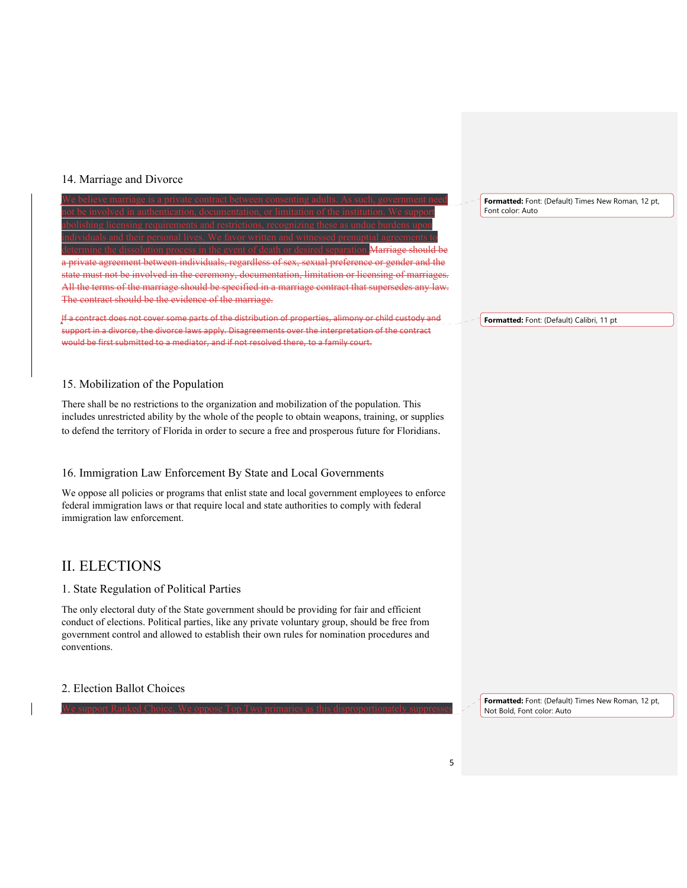## 14. Marriage and Divorce

We believe marriage is a private contract between consenting adults. As such, government need not be involved in authentication, documentation, or limitation of the institution. We support abolishing licensing requirements and restrictions, recognizing these as undue burdens upon individuals and their personal lives. We favor written and witnessed prenuptial agreements to determine the dissolution process in the event of death or desired separation. ~~Marriage should be a private agreement between individuals, regardless of sex, sexual preference or gender and the state must not be involved in the ceremony, documentation, limitation or licensing of marriages. All the terms of the marriage should be specified in a marriage contract that supersedes any law. The contract should be the evidence of the marriage.~~

~~If a contract does not cover some parts of the distribution of properties, alimony or child custody and support in a divorce, the divorce laws apply. Disagreements over the interpretation of the contract would be first submitted to a mediator, and if not resolved there, to a family court.~~

**Formatted:** Font: (Default) Times New Roman, 12 pt, Font color: Auto

**Formatted:** Font: (Default) Calibri, 11 pt

## 15. Mobilization of the Population

There shall be no restrictions to the organization and mobilization of the population. This includes unrestricted ability by the whole of the people to obtain weapons, training, or supplies to defend the territory of Florida in order to secure a free and prosperous future for Floridians.

## 16. Immigration Law Enforcement By State and Local Governments

We oppose all policies or programs that enlist state and local government employees to enforce federal immigration laws or that require local and state authorities to comply with federal immigration law enforcement.

# II. ELECTIONS

## 1. State Regulation of Political Parties

The only electoral duty of the State government should be providing for fair and efficient conduct of elections. Political parties, like any private voluntary group, should be free from government control and allowed to establish their own rules for nomination procedures and conventions.

## 2. Election Ballot Choices

We support Ranked Choice. We oppose Top Two primaries as this disproportionately suppresses

**Formatted:** Font: (Default) Times New Roman, 12 pt, Not Bold, Font color: Auto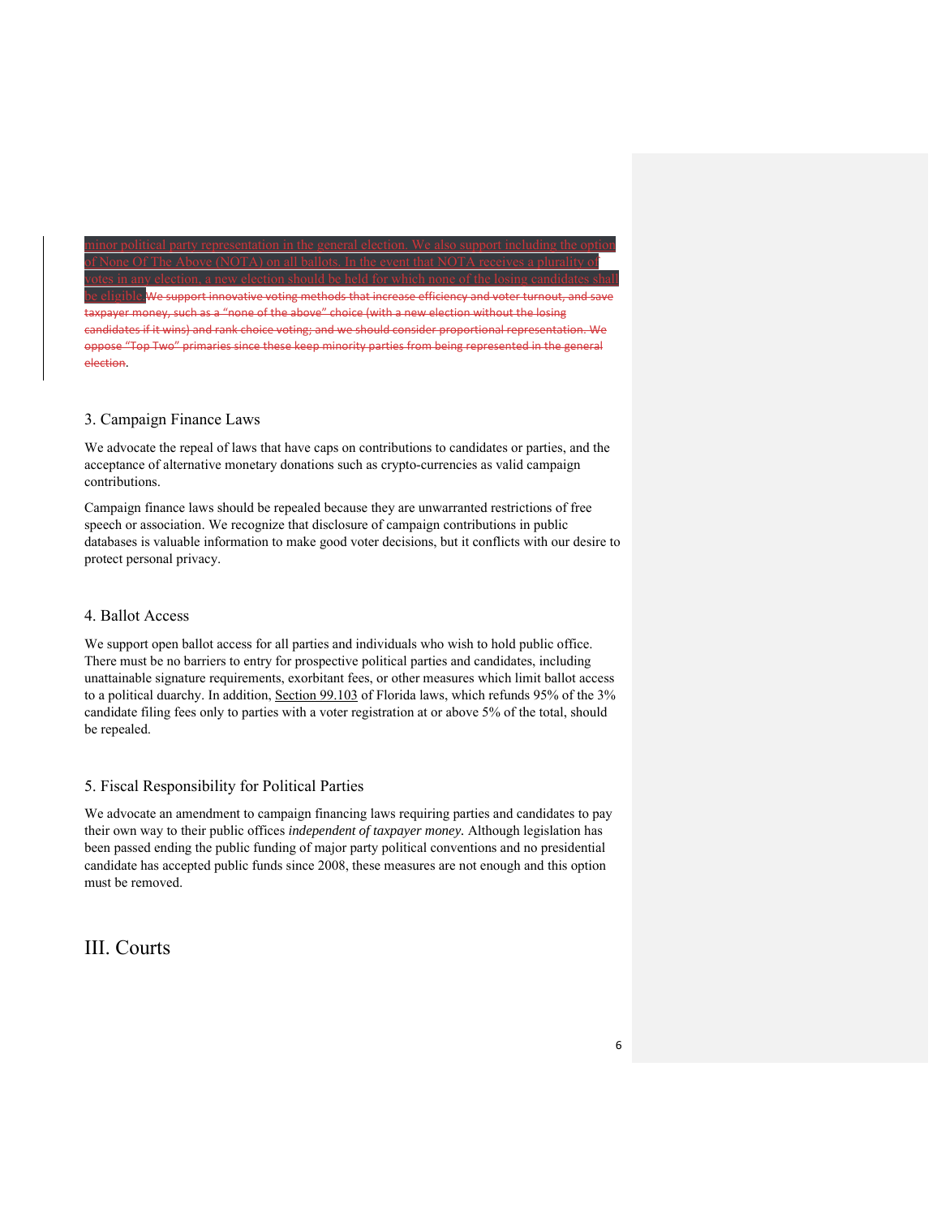minor political party representation in the general election. We also support including the option of None Of The Above (NOTA) on all ballots. In the event that NOTA receives a plurality of votes in any election, a new election should be held for which none of the losing candidates shall be eligible.~~We support innovative voting methods that increase efficiency and voter turnout, and save taxpayer money, such as a "none of the above" choice (with a new election without the losing candidates if it wins) and rank choice voting; and we should consider proportional representation. We oppose "Top Two" primaries since these keep minority parties from being represented in the general election~~.

### 3. Campaign Finance Laws

We advocate the repeal of laws that have caps on contributions to candidates or parties, and the acceptance of alternative monetary donations such as crypto-currencies as valid campaign contributions.

Campaign finance laws should be repealed because they are unwarranted restrictions of free speech or association. We recognize that disclosure of campaign contributions in public databases is valuable information to make good voter decisions, but it conflicts with our desire to protect personal privacy.

### 4. Ballot Access

We support open ballot access for all parties and individuals who wish to hold public office. There must be no barriers to entry for prospective political parties and candidates, including unattainable signature requirements, exorbitant fees, or other measures which limit ballot access to a political duarchy. In addition, Section 99.103 of Florida laws, which refunds 95% of the 3% candidate filing fees only to parties with a voter registration at or above 5% of the total, should be repealed.

### 5. Fiscal Responsibility for Political Parties

We advocate an amendment to campaign financing laws requiring parties and candidates to pay their own way to their public offices *independent of taxpayer money.* Although legislation has been passed ending the public funding of major party political conventions and no presidential candidate has accepted public funds since 2008, these measures are not enough and this option must be removed.

## III. Courts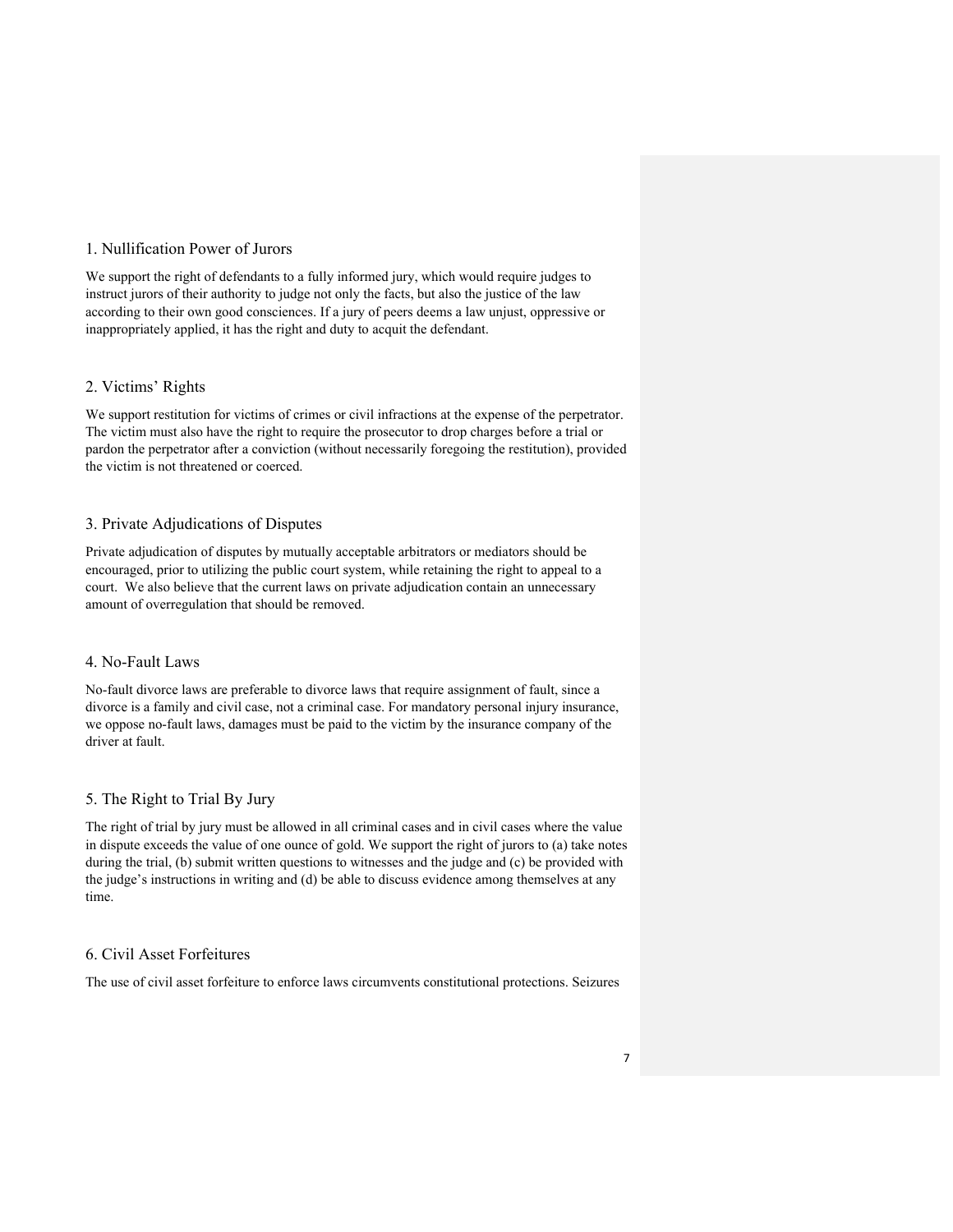## 1. Nullification Power of Jurors

We support the right of defendants to a fully informed jury, which would require judges to instruct jurors of their authority to judge not only the facts, but also the justice of the law according to their own good consciences. If a jury of peers deems a law unjust, oppressive or inappropriately applied, it has the right and duty to acquit the defendant.

## 2. Victims' Rights

We support restitution for victims of crimes or civil infractions at the expense of the perpetrator. The victim must also have the right to require the prosecutor to drop charges before a trial or pardon the perpetrator after a conviction (without necessarily foregoing the restitution), provided the victim is not threatened or coerced.

## 3. Private Adjudications of Disputes

Private adjudication of disputes by mutually acceptable arbitrators or mediators should be encouraged, prior to utilizing the public court system, while retaining the right to appeal to a court. We also believe that the current laws on private adjudication contain an unnecessary amount of overregulation that should be removed.

## 4. No-Fault Laws

No-fault divorce laws are preferable to divorce laws that require assignment of fault, since a divorce is a family and civil case, not a criminal case. For mandatory personal injury insurance, we oppose no-fault laws, damages must be paid to the victim by the insurance company of the driver at fault.

## 5. The Right to Trial By Jury

The right of trial by jury must be allowed in all criminal cases and in civil cases where the value in dispute exceeds the value of one ounce of gold. We support the right of jurors to (a) take notes during the trial, (b) submit written questions to witnesses and the judge and (c) be provided with the judge's instructions in writing and (d) be able to discuss evidence among themselves at any time.

## 6. Civil Asset Forfeitures

The use of civil asset forfeiture to enforce laws circumvents constitutional protections. Seizures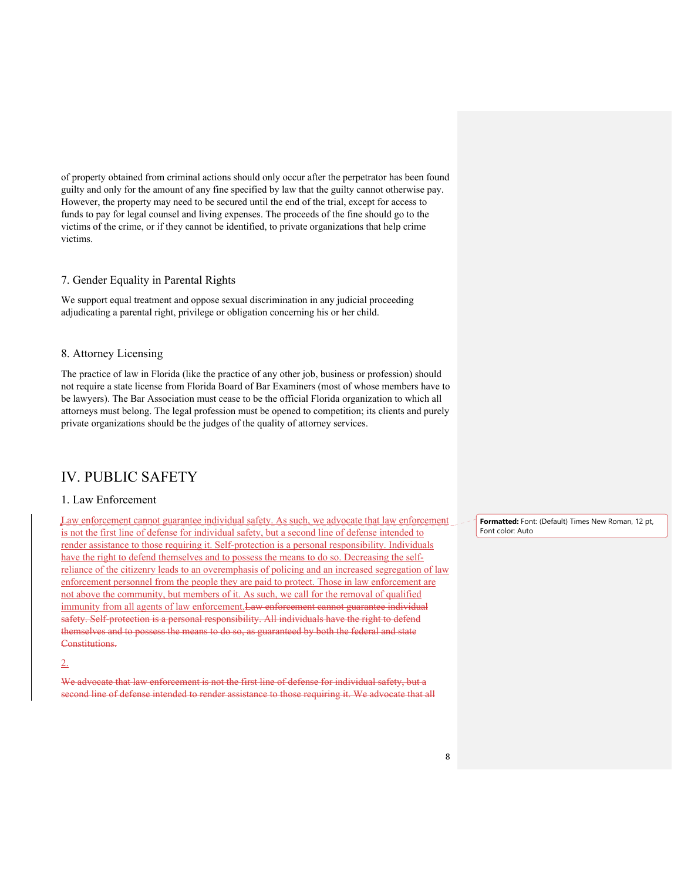of property obtained from criminal actions should only occur after the perpetrator has been found guilty and only for the amount of any fine specified by law that the guilty cannot otherwise pay. However, the property may need to be secured until the end of the trial, except for access to funds to pay for legal counsel and living expenses. The proceeds of the fine should go to the victims of the crime, or if they cannot be identified, to private organizations that help crime victims.

### 7. Gender Equality in Parental Rights

We support equal treatment and oppose sexual discrimination in any judicial proceeding adjudicating a parental right, privilege or obligation concerning his or her child.

### 8. Attorney Licensing

The practice of law in Florida (like the practice of any other job, business or profession) should not require a state license from Florida Board of Bar Examiners (most of whose members have to be lawyers). The Bar Association must cease to be the official Florida organization to which all attorneys must belong. The legal profession must be opened to competition; its clients and purely private organizations should be the judges of the quality of attorney services.

## IV. PUBLIC SAFETY

### 1. Law Enforcement

Law enforcement cannot guarantee individual safety. As such, we advocate that law enforcement is not the first line of defense for individual safety, but a second line of defense intended to render assistance to those requiring it. Self-protection is a personal responsibility. Individuals have the right to defend themselves and to possess the means to do so. Decreasing the self-reliance of the citizenry leads to an overemphasis of policing and an increased segregation of law enforcement personnel from the people they are paid to protect. Those in law enforcement are not above the community, but members of it. As such, we call for the removal of qualified immunity from all agents of law enforcement.~~Law enforcement cannot guarantee individual safety. Self-protection is a personal responsibility. All individuals have the right to defend themselves and to possess the means to do so, as guaranteed by both the federal and state Constitutions.~~

2.

~~We advocate that law enforcement is not the first line of defense for individual safety, but a second line of defense intended to render assistance to those requiring it. We advocate that all~~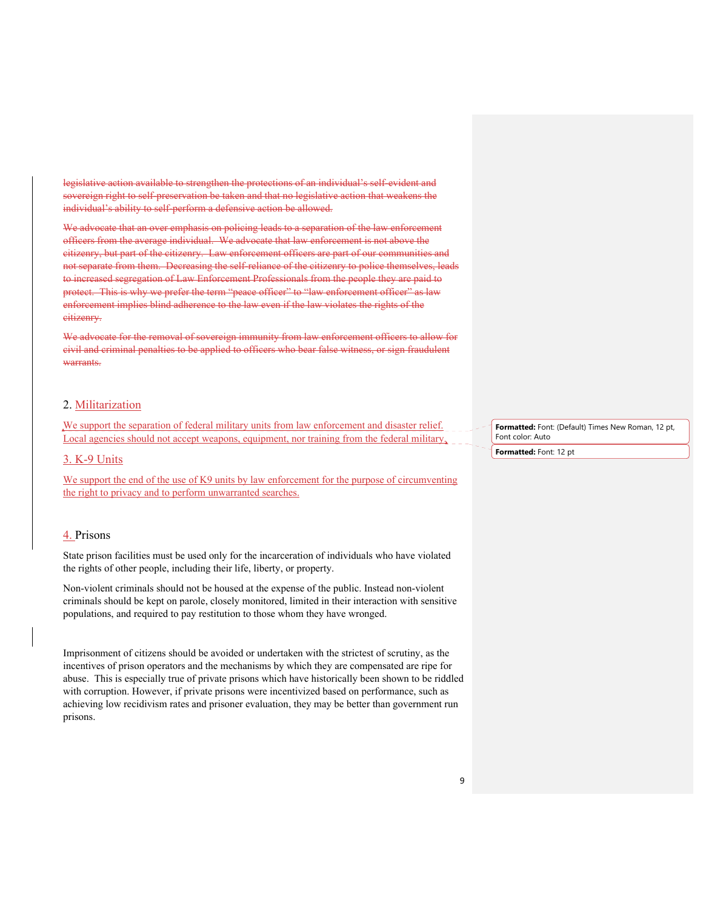~~legislative action available to strengthen the protections of an individual's self-evident and sovereign right to self-preservation be taken and that no legislative action that weakens the individual's ability to self-perform a defensive action be allowed.~~

~~We advocate that an over emphasis on policing leads to a separation of the law enforcement officers from the average individual. We advocate that law enforcement is not above the citizenry, but part of the citizenry. Law enforcement officers are part of our communities and not separate from them. Decreasing the self-reliance of the citizenry to police themselves, leads to increased segregation of Law Enforcement Professionals from the people they are paid to protect. This is why we prefer the term "peace officer" to "law enforcement officer" as law enforcement implies blind adherence to the law even if the law violates the rights of the citizenry.~~

~~We advocate for the removal of sovereign immunity from law enforcement officers to allow for civil and criminal penalties to be applied to officers who bear false witness, or sign fraudulent warrants.~~

## 2. Militarization

We support the separation of federal military units from law enforcement and disaster relief. Local agencies should not accept weapons, equipment, nor training from the federal military.

## 3. K-9 Units

We support the end of the use of K9 units by law enforcement for the purpose of circumventing the right to privacy and to perform unwarranted searches.

## 4. Prisons

State prison facilities must be used only for the incarceration of individuals who have violated the rights of other people, including their life, liberty, or property.

Non-violent criminals should not be housed at the expense of the public. Instead non-violent criminals should be kept on parole, closely monitored, limited in their interaction with sensitive populations, and required to pay restitution to those whom they have wronged.

Imprisonment of citizens should be avoided or undertaken with the strictest of scrutiny, as the incentives of prison operators and the mechanisms by which they are compensated are ripe for abuse. This is especially true of private prisons which have historically been shown to be riddled with corruption. However, if private prisons were incentivized based on performance, such as achieving low recidivism rates and prisoner evaluation, they may be better than government run prisons.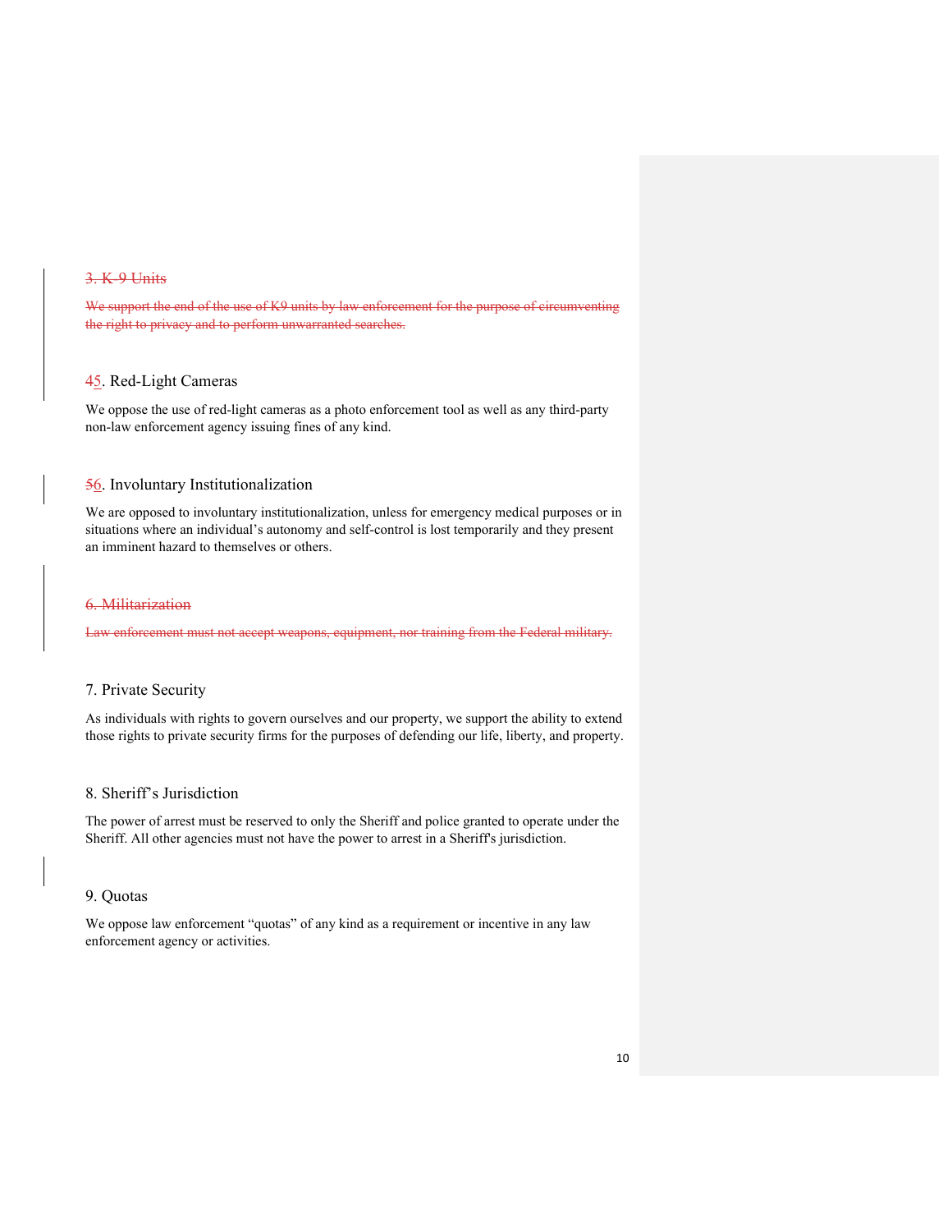### ~~3. K-9 Units~~

~~We support the end of the use of K9 units by law enforcement for the purpose of circumventing the right to privacy and to perform unwarranted searches.~~

### ~~4~~5. Red-Light Cameras

We oppose the use of red-light cameras as a photo enforcement tool as well as any third-party non-law enforcement agency issuing fines of any kind.

### ~~5~~6. Involuntary Institutionalization

We are opposed to involuntary institutionalization, unless for emergency medical purposes or in situations where an individual's autonomy and self-control is lost temporarily and they present an imminent hazard to themselves or others.

### ~~6. Militarization~~

~~Law enforcement must not accept weapons, equipment, nor training from the Federal military.~~

### 7. Private Security

As individuals with rights to govern ourselves and our property, we support the ability to extend those rights to private security firms for the purposes of defending our life, liberty, and property.

### 8. Sheriff's Jurisdiction

The power of arrest must be reserved to only the Sheriff and police granted to operate under the Sheriff. All other agencies must not have the power to arrest in a Sheriff's jurisdiction.

### 9. Quotas

We oppose law enforcement "quotas" of any kind as a requirement or incentive in any law enforcement agency or activities.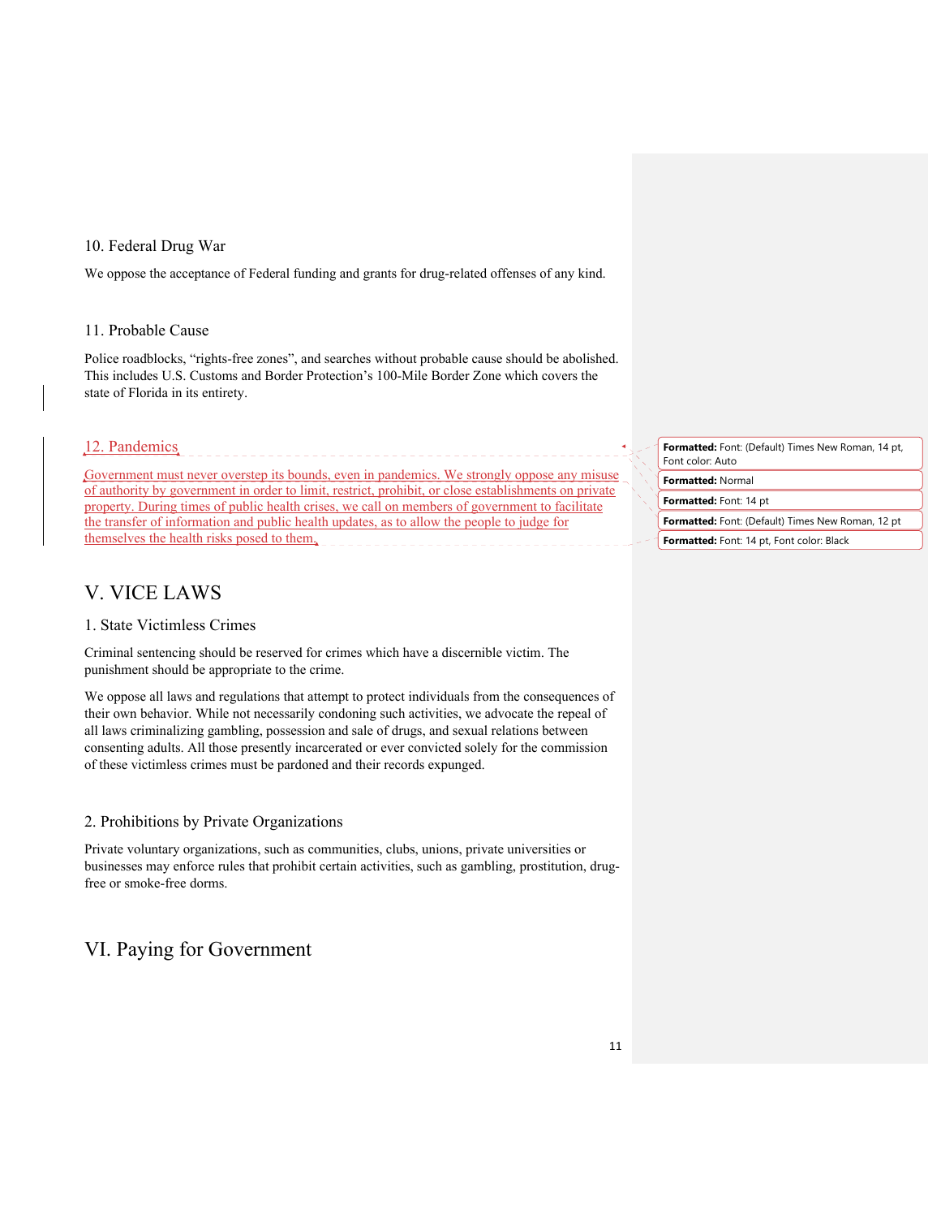### 10. Federal Drug War

We oppose the acceptance of Federal funding and grants for drug-related offenses of any kind.

### 11. Probable Cause

Police roadblocks, "rights-free zones", and searches without probable cause should be abolished. This includes U.S. Customs and Border Protection's 100-Mile Border Zone which covers the state of Florida in its entirety.

### 12. Pandemics

Government must never overstep its bounds, even in pandemics. We strongly oppose any misuse of authority by government in order to limit, restrict, prohibit, or close establishments on private property. During times of public health crises, we call on members of government to facilitate the transfer of information and public health updates, as to allow the people to judge for themselves the health risks posed to them.

## V. VICE LAWS

### 1. State Victimless Crimes

Criminal sentencing should be reserved for crimes which have a discernible victim. The punishment should be appropriate to the crime.

We oppose all laws and regulations that attempt to protect individuals from the consequences of their own behavior. While not necessarily condoning such activities, we advocate the repeal of all laws criminalizing gambling, possession and sale of drugs, and sexual relations between consenting adults. All those presently incarcerated or ever convicted solely for the commission of these victimless crimes must be pardoned and their records expunged.

### 2. Prohibitions by Private Organizations

Private voluntary organizations, such as communities, clubs, unions, private universities or businesses may enforce rules that prohibit certain activities, such as gambling, prostitution, drug-free or smoke-free dorms.

## VI. Paying for Government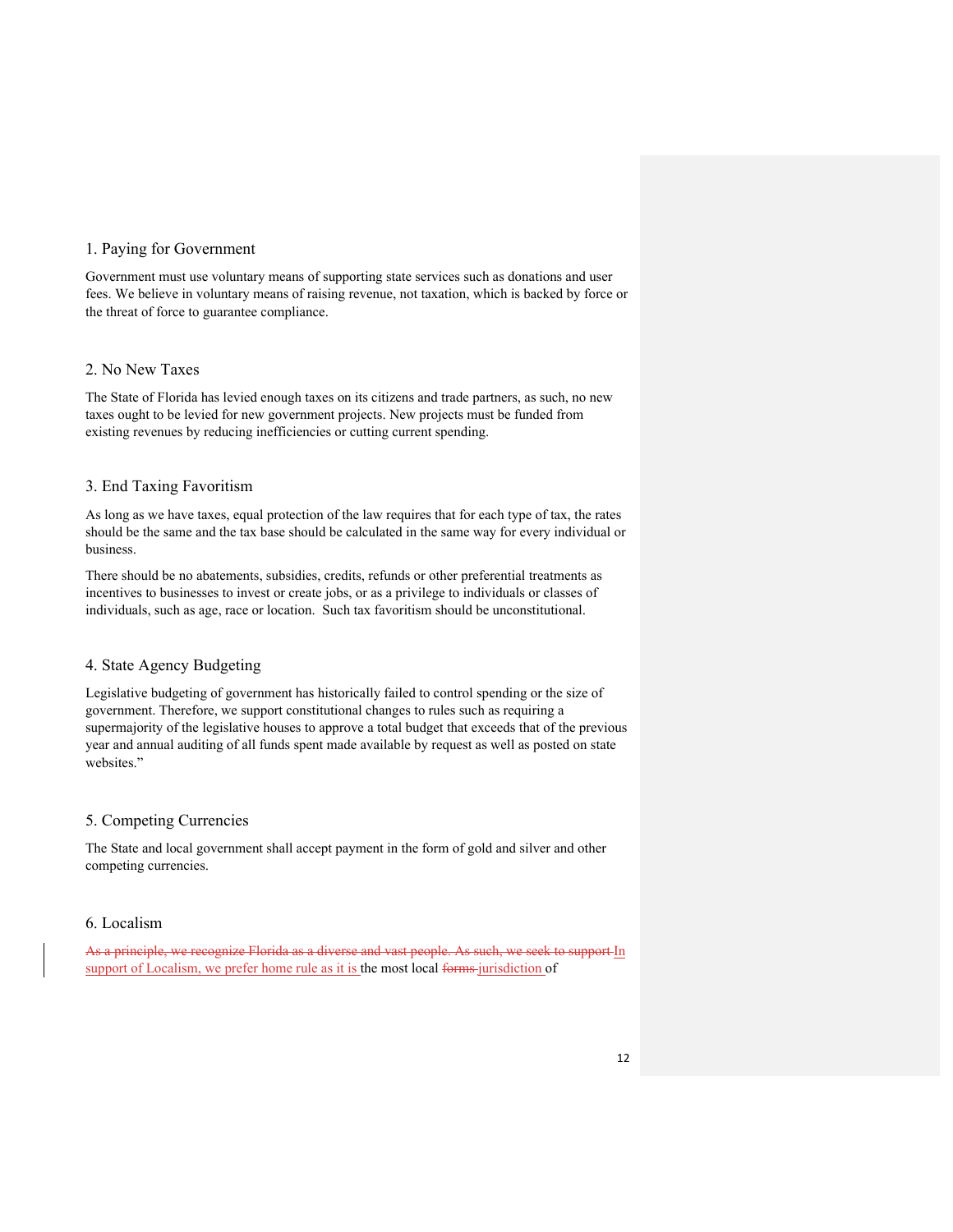## 1. Paying for Government

Government must use voluntary means of supporting state services such as donations and user fees. We believe in voluntary means of raising revenue, not taxation, which is backed by force or the threat of force to guarantee compliance.

## 2. No New Taxes

The State of Florida has levied enough taxes on its citizens and trade partners, as such, no new taxes ought to be levied for new government projects. New projects must be funded from existing revenues by reducing inefficiencies or cutting current spending.

## 3. End Taxing Favoritism

As long as we have taxes, equal protection of the law requires that for each type of tax, the rates should be the same and the tax base should be calculated in the same way for every individual or business.

There should be no abatements, subsidies, credits, refunds or other preferential treatments as incentives to businesses to invest or create jobs, or as a privilege to individuals or classes of individuals, such as age, race or location. Such tax favoritism should be unconstitutional.

## 4. State Agency Budgeting

Legislative budgeting of government has historically failed to control spending or the size of government. Therefore, we support constitutional changes to rules such as requiring a supermajority of the legislative houses to approve a total budget that exceeds that of the previous year and annual auditing of all funds spent made available by request as well as posted on state websites."

## 5. Competing Currencies

The State and local government shall accept payment in the form of gold and silver and other competing currencies.

## 6. Localism

~~As a principle, we recognize Florida as a diverse and vast people. As such, we seek to support~~ In support of Localism, we prefer home rule as it is the most local ~~forms~~ jurisdiction of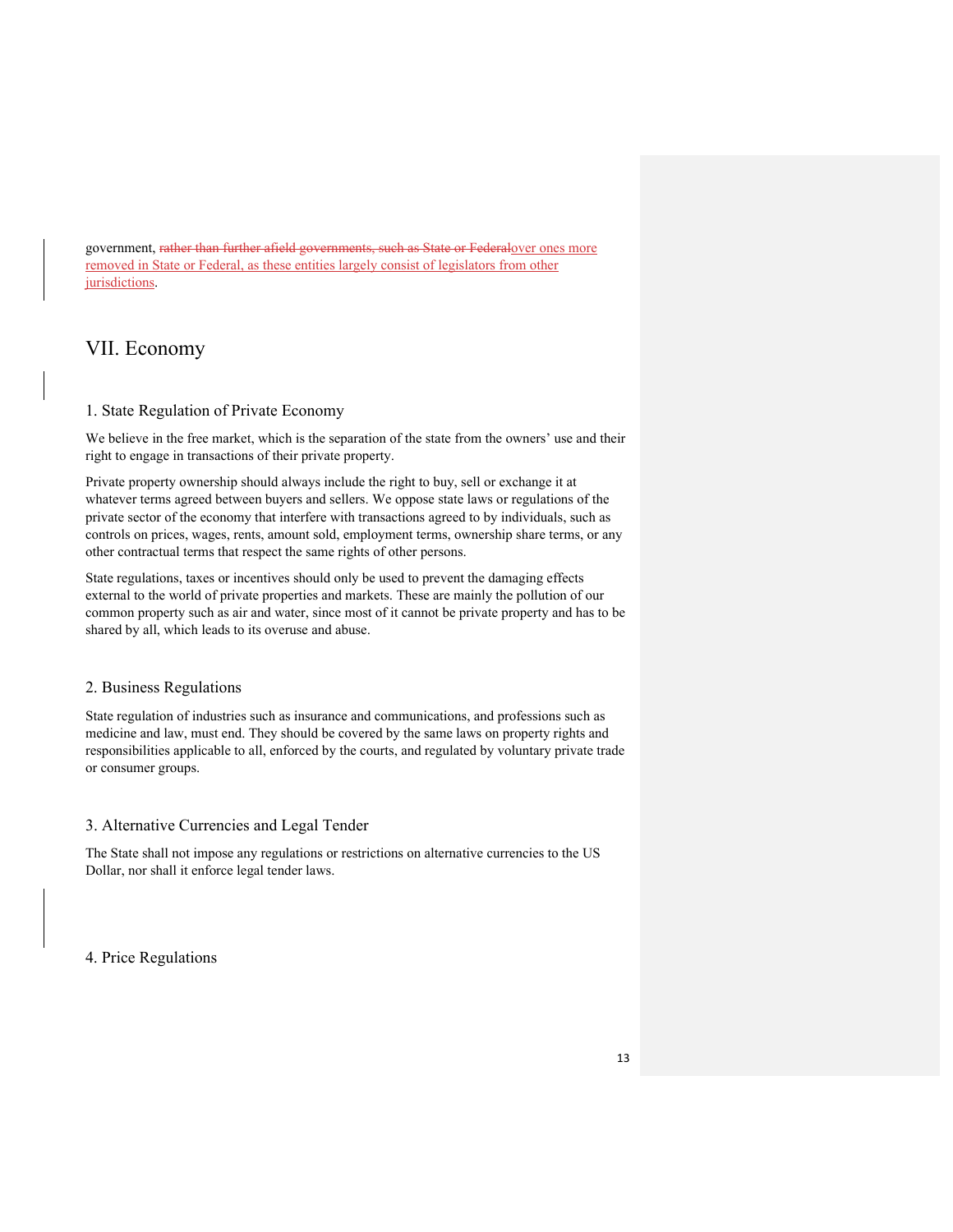government, ~~rather than further afield governments, such as State or Federal~~over ones more removed in State or Federal, as these entities largely consist of legislators from other jurisdictions.

# VII. Economy

## 1. State Regulation of Private Economy

We believe in the free market, which is the separation of the state from the owners' use and their right to engage in transactions of their private property.

Private property ownership should always include the right to buy, sell or exchange it at whatever terms agreed between buyers and sellers. We oppose state laws or regulations of the private sector of the economy that interfere with transactions agreed to by individuals, such as controls on prices, wages, rents, amount sold, employment terms, ownership share terms, or any other contractual terms that respect the same rights of other persons.

State regulations, taxes or incentives should only be used to prevent the damaging effects external to the world of private properties and markets. These are mainly the pollution of our common property such as air and water, since most of it cannot be private property and has to be shared by all, which leads to its overuse and abuse.

## 2. Business Regulations

State regulation of industries such as insurance and communications, and professions such as medicine and law, must end. They should be covered by the same laws on property rights and responsibilities applicable to all, enforced by the courts, and regulated by voluntary private trade or consumer groups.

## 3. Alternative Currencies and Legal Tender

The State shall not impose any regulations or restrictions on alternative currencies to the US Dollar, nor shall it enforce legal tender laws.

## 4. Price Regulations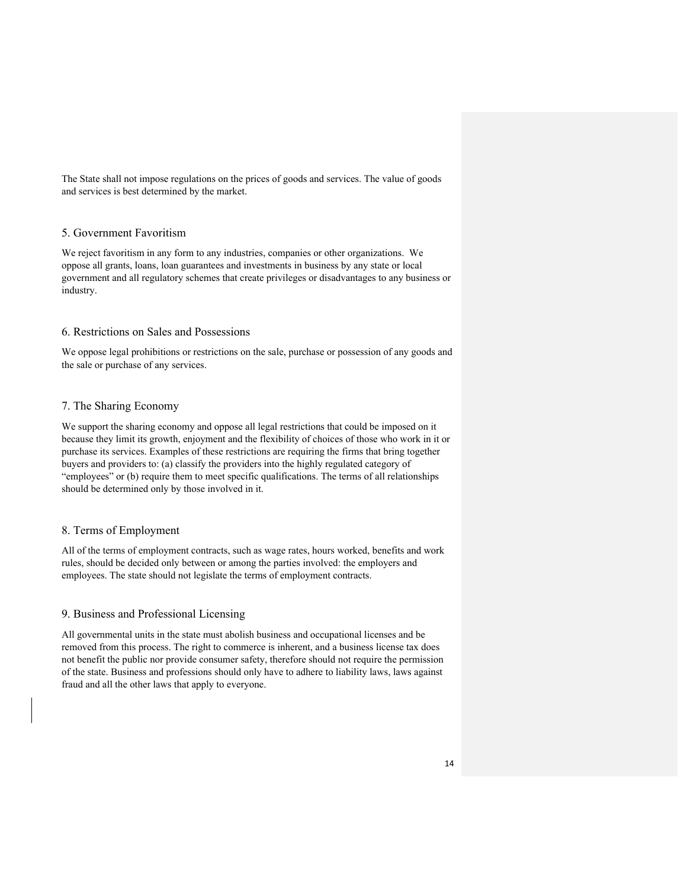The State shall not impose regulations on the prices of goods and services. The value of goods and services is best determined by the market.

## 5. Government Favoritism

We reject favoritism in any form to any industries, companies or other organizations. We oppose all grants, loans, loan guarantees and investments in business by any state or local government and all regulatory schemes that create privileges or disadvantages to any business or industry.

## 6. Restrictions on Sales and Possessions

We oppose legal prohibitions or restrictions on the sale, purchase or possession of any goods and the sale or purchase of any services.

## 7. The Sharing Economy

We support the sharing economy and oppose all legal restrictions that could be imposed on it because they limit its growth, enjoyment and the flexibility of choices of those who work in it or purchase its services. Examples of these restrictions are requiring the firms that bring together buyers and providers to: (a) classify the providers into the highly regulated category of "employees" or (b) require them to meet specific qualifications. The terms of all relationships should be determined only by those involved in it.

## 8. Terms of Employment

All of the terms of employment contracts, such as wage rates, hours worked, benefits and work rules, should be decided only between or among the parties involved: the employers and employees. The state should not legislate the terms of employment contracts.

## 9. Business and Professional Licensing

All governmental units in the state must abolish business and occupational licenses and be removed from this process. The right to commerce is inherent, and a business license tax does not benefit the public nor provide consumer safety, therefore should not require the permission of the state. Business and professions should only have to adhere to liability laws, laws against fraud and all the other laws that apply to everyone.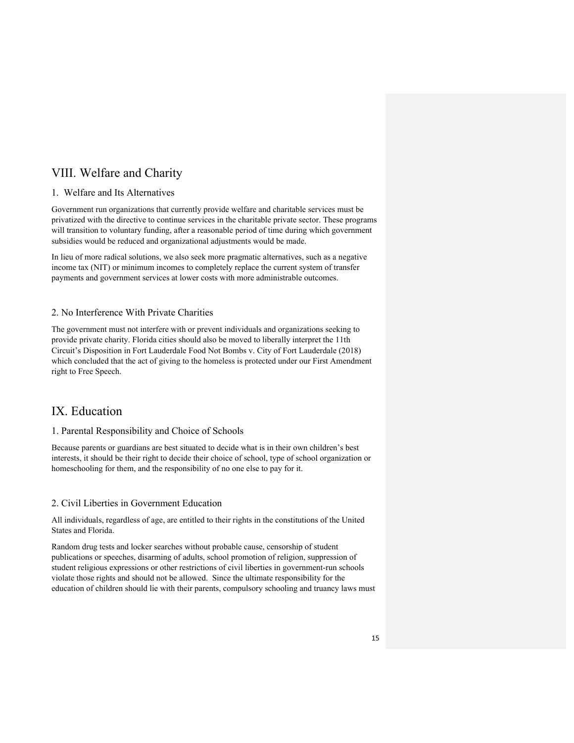# VIII. Welfare and Charity

## 1. Welfare and Its Alternatives

Government run organizations that currently provide welfare and charitable services must be privatized with the directive to continue services in the charitable private sector. These programs will transition to voluntary funding, after a reasonable period of time during which government subsidies would be reduced and organizational adjustments would be made.

In lieu of more radical solutions, we also seek more pragmatic alternatives, such as a negative income tax (NIT) or minimum incomes to completely replace the current system of transfer payments and government services at lower costs with more administrable outcomes.

## 2. No Interference With Private Charities

The government must not interfere with or prevent individuals and organizations seeking to provide private charity. Florida cities should also be moved to liberally interpret the 11th Circuit's Disposition in Fort Lauderdale Food Not Bombs v. City of Fort Lauderdale (2018) which concluded that the act of giving to the homeless is protected under our First Amendment right to Free Speech.

# IX. Education

## 1. Parental Responsibility and Choice of Schools

Because parents or guardians are best situated to decide what is in their own children's best interests, it should be their right to decide their choice of school, type of school organization or homeschooling for them, and the responsibility of no one else to pay for it.

## 2. Civil Liberties in Government Education

All individuals, regardless of age, are entitled to their rights in the constitutions of the United States and Florida.

Random drug tests and locker searches without probable cause, censorship of student publications or speeches, disarming of adults, school promotion of religion, suppression of student religious expressions or other restrictions of civil liberties in government-run schools violate those rights and should not be allowed. Since the ultimate responsibility for the education of children should lie with their parents, compulsory schooling and truancy laws must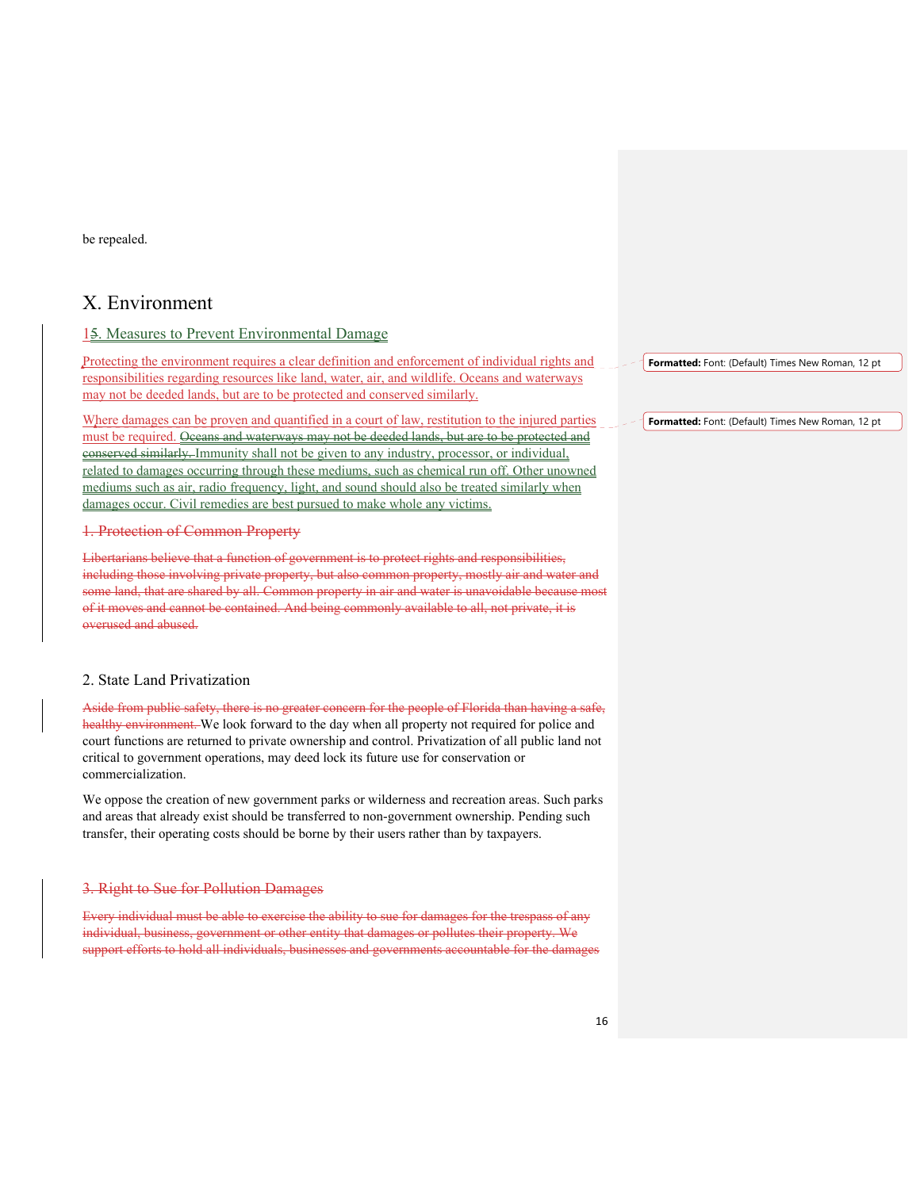be repealed.

# X. Environment

## 15. Measures to Prevent Environmental Damage

Protecting the environment requires a clear definition and enforcement of individual rights and responsibilities regarding resources like land, water, air, and wildlife. Oceans and waterways may not be deeded lands, but are to be protected and conserved similarly.

Where damages can be proven and quantified in a court of law, restitution to the injured parties must be required. ~~Oceans and waterways may not be deeded lands, but are to be protected and conserved similarly.~~ Immunity shall not be given to any industry, processor, or individual, related to damages occurring through these mediums, such as chemical run off. Other unowned mediums such as air, radio frequency, light, and sound should also be treated similarly when damages occur. Civil remedies are best pursued to make whole any victims.

## ~~1. Protection of Common Property~~

~~Libertarians believe that a function of government is to protect rights and responsibilities, including those involving private property, but also common property, mostly air and water and some land, that are shared by all. Common property in air and water is unavoidable because most of it moves and cannot be contained. And being commonly available to all, not private, it is overused and abused.~~

## 2. State Land Privatization

~~Aside from public safety, there is no greater concern for the people of Florida than having a safe, healthy environment.~~ We look forward to the day when all property not required for police and court functions are returned to private ownership and control. Privatization of all public land not critical to government operations, may deed lock its future use for conservation or commercialization.

We oppose the creation of new government parks or wilderness and recreation areas. Such parks and areas that already exist should be transferred to non-government ownership. Pending such transfer, their operating costs should be borne by their users rather than by taxpayers.

## ~~3. Right to Sue for Pollution Damages~~

~~Every individual must be able to exercise the ability to sue for damages for the trespass of any individual, business, government or other entity that damages or pollutes their property. We support efforts to hold all individuals, businesses and governments accountable for the damages~~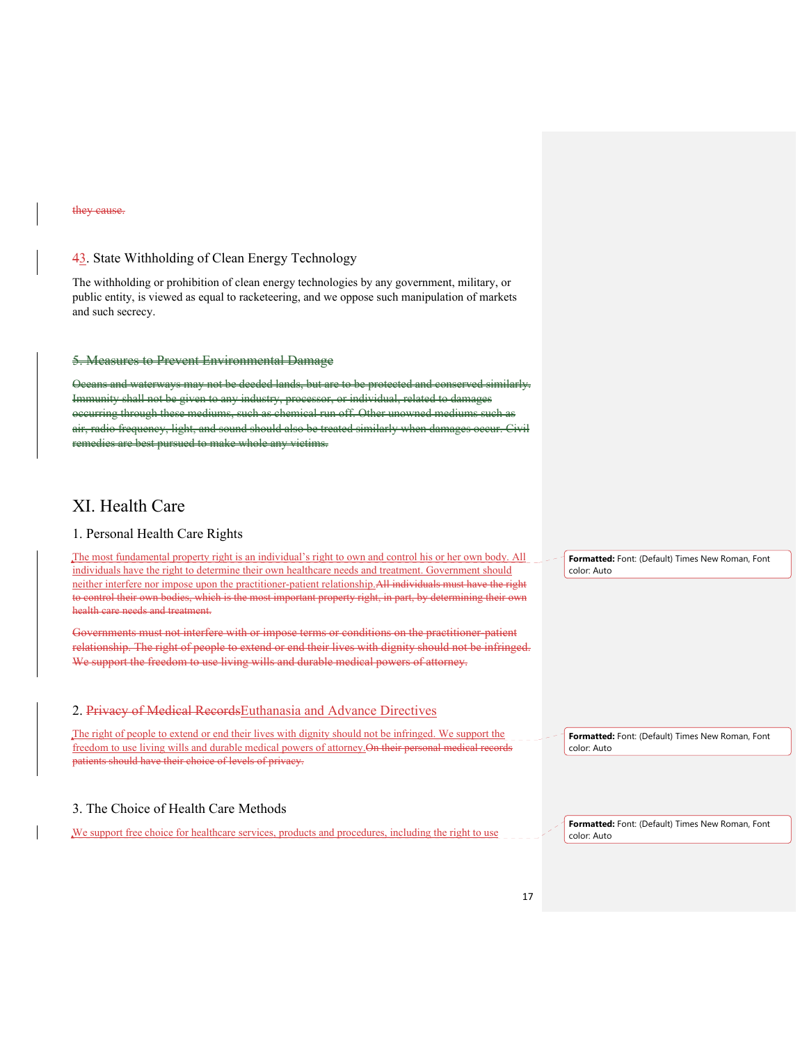they cause.

### 43. State Withholding of Clean Energy Technology

The withholding or prohibition of clean energy technologies by any government, military, or public entity, is viewed as equal to racketeering, and we oppose such manipulation of markets and such secrecy.

### 5. Measures to Prevent Environmental Damage

Oceans and waterways may not be deeded lands, but are to be protected and conserved similarly. Immunity shall not be given to any industry, processor, or individual, related to damages occurring through these mediums, such as chemical run off. Other unowned mediums such as air, radio frequency, light, and sound should also be treated similarly when damages occur. Civil remedies are best pursued to make whole any victims.

## XI. Health Care

### 1. Personal Health Care Rights

The most fundamental property right is an individual's right to own and control his or her own body. All individuals have the right to determine their own healthcare needs and treatment. Government should neither interfere nor impose upon the practitioner-patient relationship.All individuals must have the right to control their own bodies, which is the most important property right, in part, by determining their own health care needs and treatment.

Governments must not interfere with or impose terms or conditions on the practitioner-patient relationship. The right of people to extend or end their lives with dignity should not be infringed. We support the freedom to use living wills and durable medical powers of attorney.

**Formatted:** Font: (Default) Times New Roman, Font color: Auto

### 2. Privacy of Medical RecordsEuthanasia and Advance Directives

The right of people to extend or end their lives with dignity should not be infringed. We support the freedom to use living wills and durable medical powers of attorney.On their personal medical records patients should have their choice of levels of privacy.

**Formatted:** Font: (Default) Times New Roman, Font color: Auto

### 3. The Choice of Health Care Methods

We support free choice for healthcare services, products and procedures, including the right to use

**Formatted:** Font: (Default) Times New Roman, Font color: Auto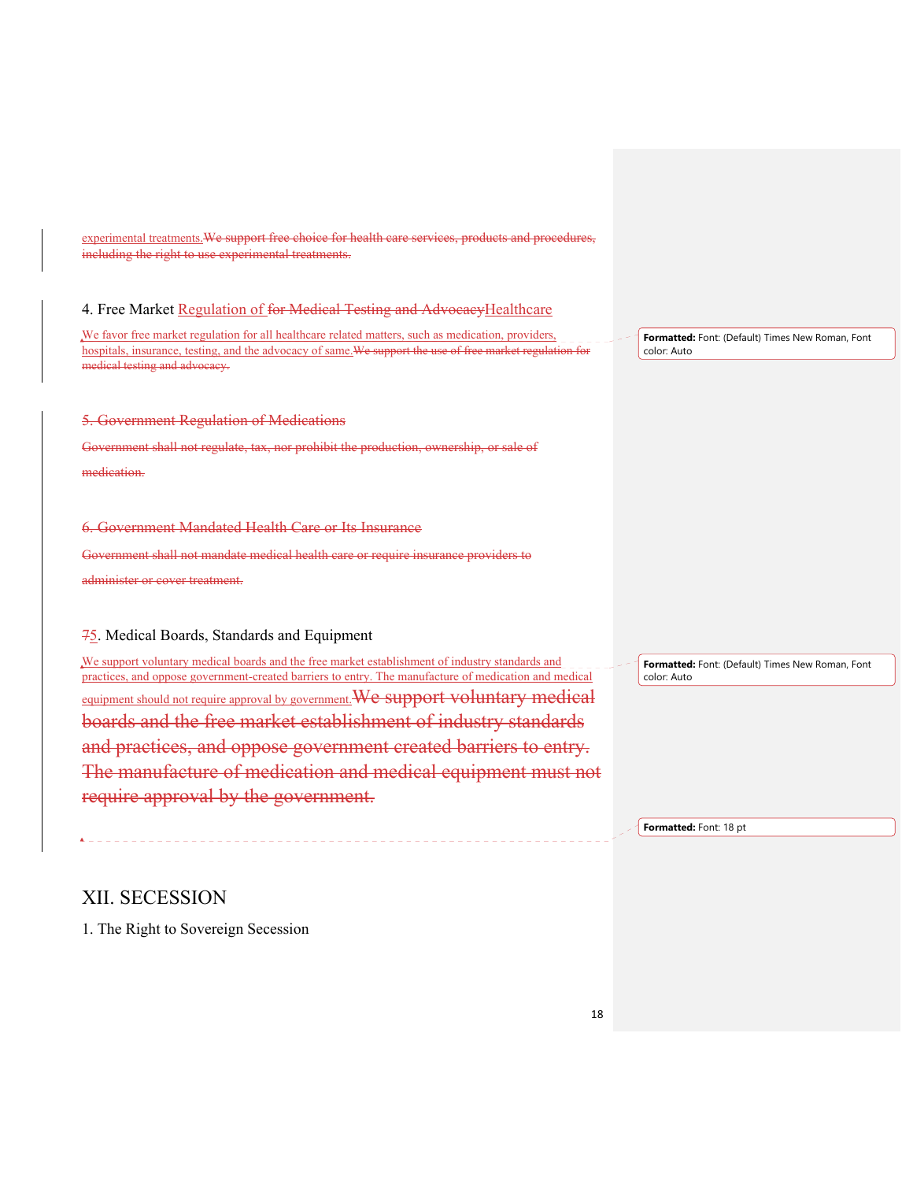experimental treatments.~~We support free choice for health care services, products and procedures, including the right to use experimental treatments.~~

4. Free Market Regulation of ~~for Medical Testing and Advocacy~~Healthcare

We favor free market regulation for all healthcare related matters, such as medication, providers, hospitals, insurance, testing, and the advocacy of same.~~We support the use of free market regulation for medical testing and advocacy.~~

~~5. Government Regulation of Medications~~

~~Government shall not regulate, tax, nor prohibit the production, ownership, or sale of medication.~~

~~6. Government Mandated Health Care or Its Insurance~~

~~Government shall not mandate medical health care or require insurance providers to administer or cover treatment.~~

~~7~~5. Medical Boards, Standards and Equipment

We support voluntary medical boards and the free market establishment of industry standards and practices, and oppose government-created barriers to entry. The manufacture of medication and medical equipment should not require approval by government.~~We support voluntary medical boards and the free market establishment of industry standards and practices, and oppose government created barriers to entry. The manufacture of medication and medical equipment must not require approval by the government.~~

# XII. SECESSION

1. The Right to Sovereign Secession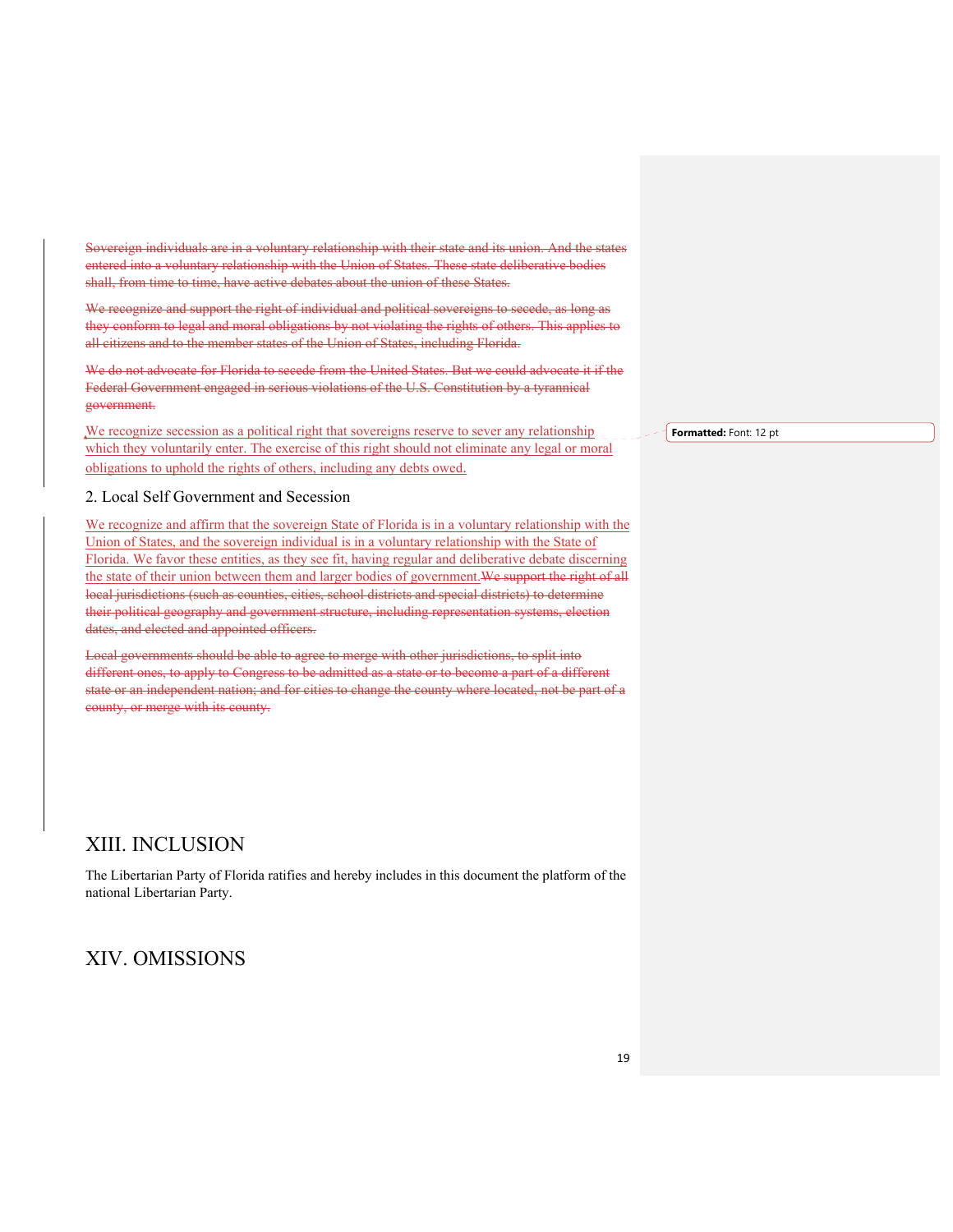~~Sovereign individuals are in a voluntary relationship with their state and its union. And the states entered into a voluntary relationship with the Union of States. These state deliberative bodies shall, from time to time, have active debates about the union of these States.~~

~~We recognize and support the right of individual and political sovereigns to secede, as long as they conform to legal and moral obligations by not violating the rights of others. This applies to all citizens and to the member states of the Union of States, including Florida.~~

~~We do not advocate for Florida to secede from the United States. But we could advocate it if the Federal Government engaged in serious violations of the U.S. Constitution by a tyrannical government.~~

We recognize secession as a political right that sovereigns reserve to sever any relationship which they voluntarily enter. The exercise of this right should not eliminate any legal or moral obligations to uphold the rights of others, including any debts owed.

Formatted: Font: 12 pt

## 2. Local Self Government and Secession

We recognize and affirm that the sovereign State of Florida is in a voluntary relationship with the Union of States, and the sovereign individual is in a voluntary relationship with the State of Florida. We favor these entities, as they see fit, having regular and deliberative debate discerning the state of their union between them and larger bodies of government.~~We support the right of all local jurisdictions (such as counties, cities, school districts and special districts) to determine their political geography and government structure, including representation systems, election dates, and elected and appointed officers.~~

~~Local governments should be able to agree to merge with other jurisdictions, to split into different ones, to apply to Congress to be admitted as a state or to become a part of a different state or an independent nation; and for cities to change the county where located, not be part of a county, or merge with its county.~~

# XIII. INCLUSION

The Libertarian Party of Florida ratifies and hereby includes in this document the platform of the national Libertarian Party.

# XIV. OMISSIONS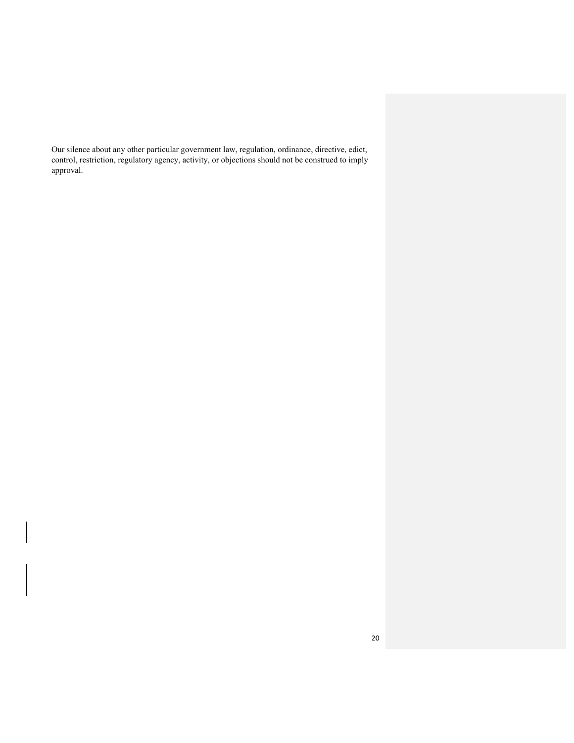Our silence about any other particular government law, regulation, ordinance, directive, edict, control, restriction, regulatory agency, activity, or objections should not be construed to imply approval.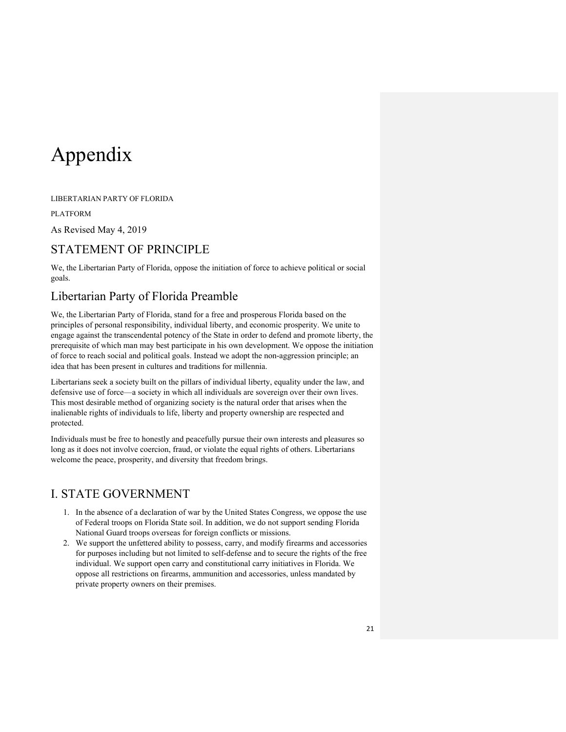# Appendix

LIBERTARIAN PARTY OF FLORIDA

PLATFORM

As Revised May 4, 2019

## STATEMENT OF PRINCIPLE

We, the Libertarian Party of Florida, oppose the initiation of force to achieve political or social goals.

## Libertarian Party of Florida Preamble

We, the Libertarian Party of Florida, stand for a free and prosperous Florida based on the principles of personal responsibility, individual liberty, and economic prosperity. We unite to engage against the transcendental potency of the State in order to defend and promote liberty, the prerequisite of which man may best participate in his own development. We oppose the initiation of force to reach social and political goals. Instead we adopt the non-aggression principle; an idea that has been present in cultures and traditions for millennia.

Libertarians seek a society built on the pillars of individual liberty, equality under the law, and defensive use of force—a society in which all individuals are sovereign over their own lives. This most desirable method of organizing society is the natural order that arises when the inalienable rights of individuals to life, liberty and property ownership are respected and protected.

Individuals must be free to honestly and peacefully pursue their own interests and pleasures so long as it does not involve coercion, fraud, or violate the equal rights of others. Libertarians welcome the peace, prosperity, and diversity that freedom brings.

## I. STATE GOVERNMENT

1. In the absence of a declaration of war by the United States Congress, we oppose the use of Federal troops on Florida State soil. In addition, we do not support sending Florida National Guard troops overseas for foreign conflicts or missions.
2. We support the unfettered ability to possess, carry, and modify firearms and accessories for purposes including but not limited to self-defense and to secure the rights of the free individual. We support open carry and constitutional carry initiatives in Florida. We oppose all restrictions on firearms, ammunition and accessories, unless mandated by private property owners on their premises.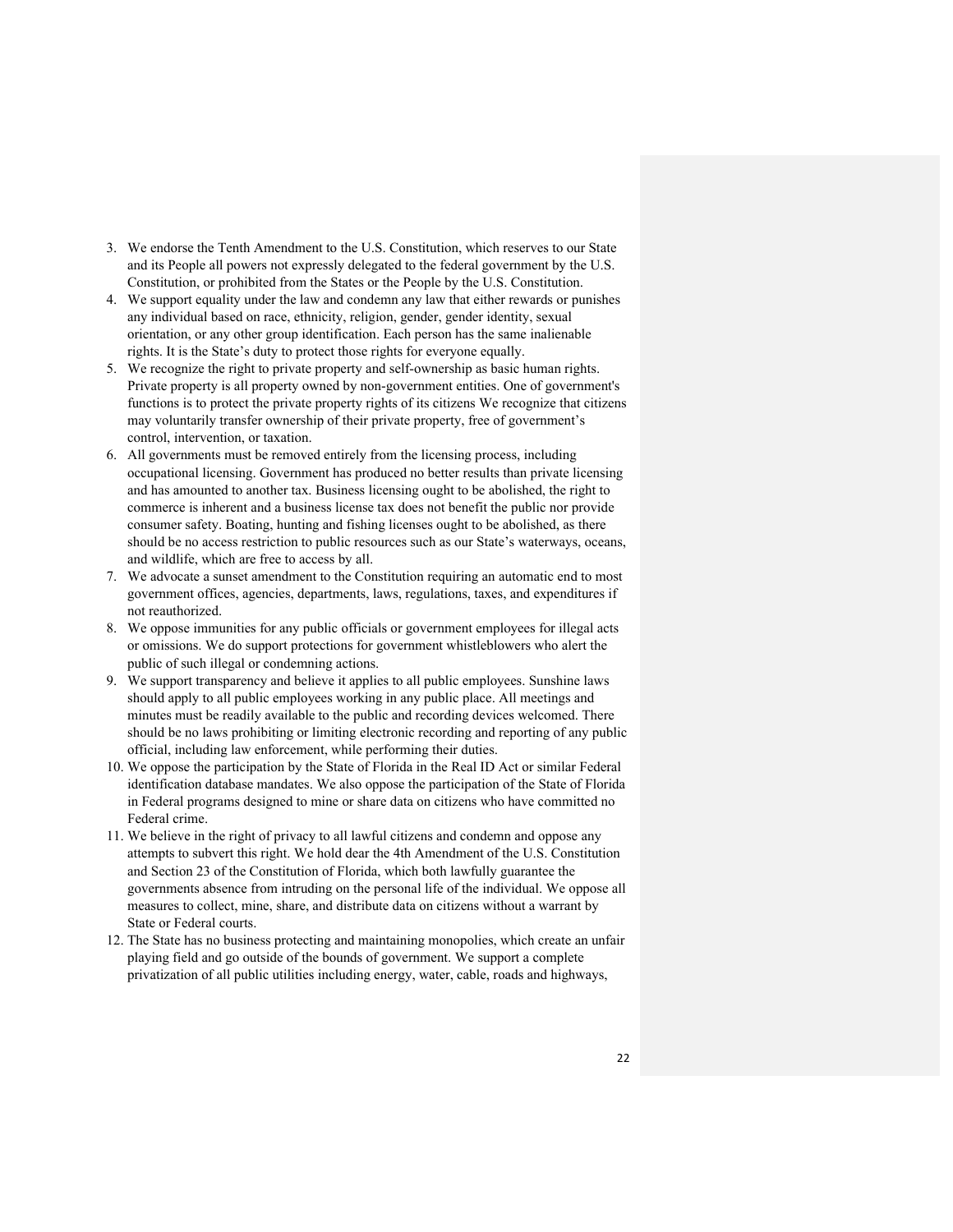3. We endorse the Tenth Amendment to the U.S. Constitution, which reserves to our State and its People all powers not expressly delegated to the federal government by the U.S. Constitution, or prohibited from the States or the People by the U.S. Constitution.
4. We support equality under the law and condemn any law that either rewards or punishes any individual based on race, ethnicity, religion, gender, gender identity, sexual orientation, or any other group identification. Each person has the same inalienable rights. It is the State's duty to protect those rights for everyone equally.
5. We recognize the right to private property and self-ownership as basic human rights. Private property is all property owned by non-government entities. One of government's functions is to protect the private property rights of its citizens We recognize that citizens may voluntarily transfer ownership of their private property, free of government's control, intervention, or taxation.
6. All governments must be removed entirely from the licensing process, including occupational licensing. Government has produced no better results than private licensing and has amounted to another tax. Business licensing ought to be abolished, the right to commerce is inherent and a business license tax does not benefit the public nor provide consumer safety. Boating, hunting and fishing licenses ought to be abolished, as there should be no access restriction to public resources such as our State's waterways, oceans, and wildlife, which are free to access by all.
7. We advocate a sunset amendment to the Constitution requiring an automatic end to most government offices, agencies, departments, laws, regulations, taxes, and expenditures if not reauthorized.
8. We oppose immunities for any public officials or government employees for illegal acts or omissions. We do support protections for government whistleblowers who alert the public of such illegal or condemning actions.
9. We support transparency and believe it applies to all public employees. Sunshine laws should apply to all public employees working in any public place. All meetings and minutes must be readily available to the public and recording devices welcomed. There should be no laws prohibiting or limiting electronic recording and reporting of any public official, including law enforcement, while performing their duties.
10. We oppose the participation by the State of Florida in the Real ID Act or similar Federal identification database mandates. We also oppose the participation of the State of Florida in Federal programs designed to mine or share data on citizens who have committed no Federal crime.
11. We believe in the right of privacy to all lawful citizens and condemn and oppose any attempts to subvert this right. We hold dear the 4th Amendment of the U.S. Constitution and Section 23 of the Constitution of Florida, which both lawfully guarantee the governments absence from intruding on the personal life of the individual. We oppose all measures to collect, mine, share, and distribute data on citizens without a warrant by State or Federal courts.
12. The State has no business protecting and maintaining monopolies, which create an unfair playing field and go outside of the bounds of government. We support a complete privatization of all public utilities including energy, water, cable, roads and highways,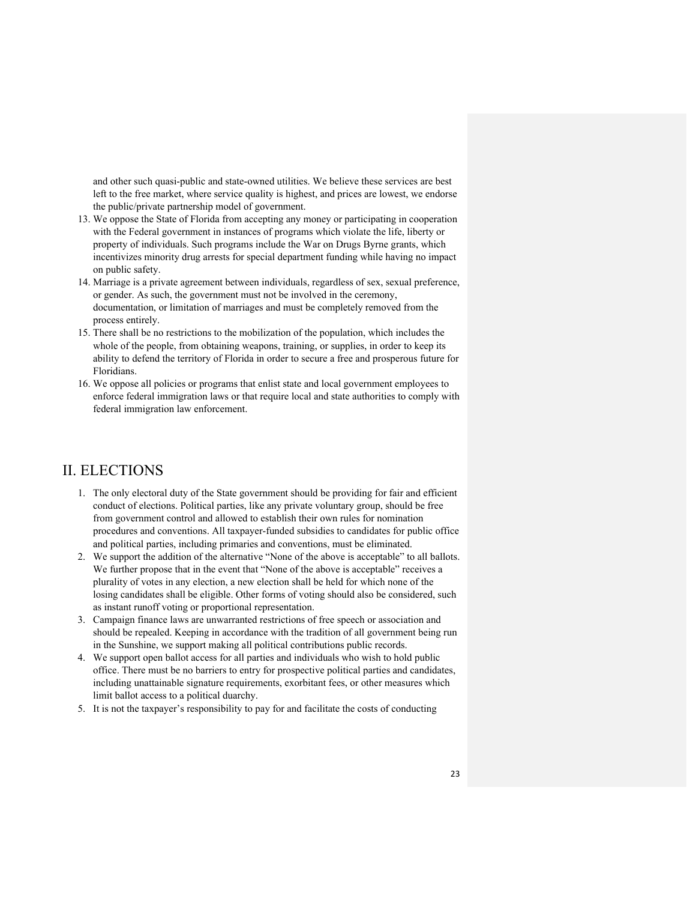and other such quasi-public and state-owned utilities. We believe these services are best left to the free market, where service quality is highest, and prices are lowest, we endorse the public/private partnership model of government.

13. We oppose the State of Florida from accepting any money or participating in cooperation with the Federal government in instances of programs which violate the life, liberty or property of individuals. Such programs include the War on Drugs Byrne grants, which incentivizes minority drug arrests for special department funding while having no impact on public safety.
14. Marriage is a private agreement between individuals, regardless of sex, sexual preference, or gender. As such, the government must not be involved in the ceremony, documentation, or limitation of marriages and must be completely removed from the process entirely.
15. There shall be no restrictions to the mobilization of the population, which includes the whole of the people, from obtaining weapons, training, or supplies, in order to keep its ability to defend the territory of Florida in order to secure a free and prosperous future for Floridians.
16. We oppose all policies or programs that enlist state and local government employees to enforce federal immigration laws or that require local and state authorities to comply with federal immigration law enforcement.

# II. ELECTIONS

1. The only electoral duty of the State government should be providing for fair and efficient conduct of elections. Political parties, like any private voluntary group, should be free from government control and allowed to establish their own rules for nomination procedures and conventions. All taxpayer-funded subsidies to candidates for public office and political parties, including primaries and conventions, must be eliminated.
2. We support the addition of the alternative "None of the above is acceptable" to all ballots. We further propose that in the event that "None of the above is acceptable" receives a plurality of votes in any election, a new election shall be held for which none of the losing candidates shall be eligible. Other forms of voting should also be considered, such as instant runoff voting or proportional representation.
3. Campaign finance laws are unwarranted restrictions of free speech or association and should be repealed. Keeping in accordance with the tradition of all government being run in the Sunshine, we support making all political contributions public records.
4. We support open ballot access for all parties and individuals who wish to hold public office. There must be no barriers to entry for prospective political parties and candidates, including unattainable signature requirements, exorbitant fees, or other measures which limit ballot access to a political duarchy.
5. It is not the taxpayer's responsibility to pay for and facilitate the costs of conducting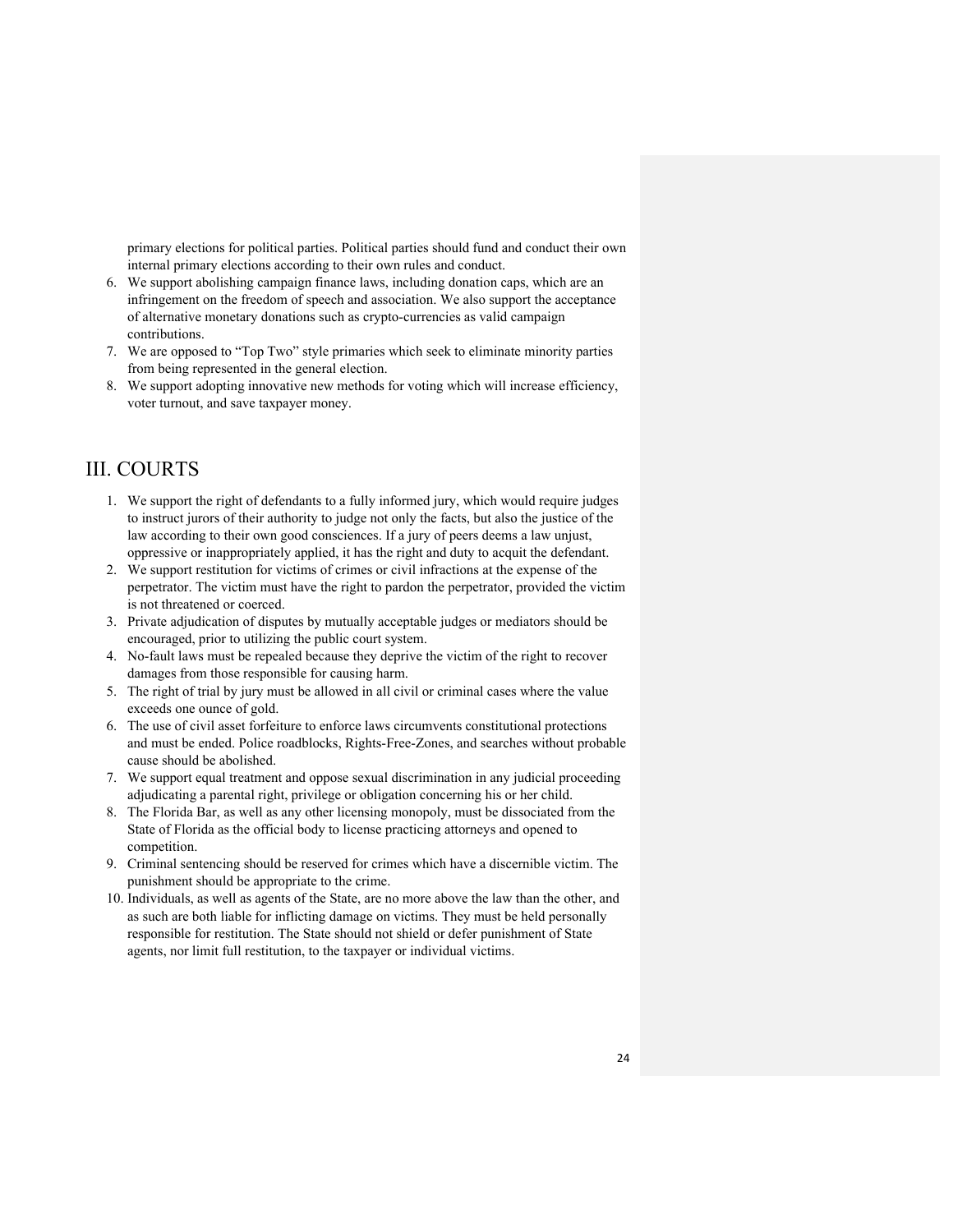primary elections for political parties. Political parties should fund and conduct their own internal primary elections according to their own rules and conduct.

6. We support abolishing campaign finance laws, including donation caps, which are an infringement on the freedom of speech and association. We also support the acceptance of alternative monetary donations such as crypto-currencies as valid campaign contributions.
7. We are opposed to "Top Two" style primaries which seek to eliminate minority parties from being represented in the general election.
8. We support adopting innovative new methods for voting which will increase efficiency, voter turnout, and save taxpayer money.

# III. COURTS

1. We support the right of defendants to a fully informed jury, which would require judges to instruct jurors of their authority to judge not only the facts, but also the justice of the law according to their own good consciences. If a jury of peers deems a law unjust, oppressive or inappropriately applied, it has the right and duty to acquit the defendant.
2. We support restitution for victims of crimes or civil infractions at the expense of the perpetrator. The victim must have the right to pardon the perpetrator, provided the victim is not threatened or coerced.
3. Private adjudication of disputes by mutually acceptable judges or mediators should be encouraged, prior to utilizing the public court system.
4. No-fault laws must be repealed because they deprive the victim of the right to recover damages from those responsible for causing harm.
5. The right of trial by jury must be allowed in all civil or criminal cases where the value exceeds one ounce of gold.
6. The use of civil asset forfeiture to enforce laws circumvents constitutional protections and must be ended. Police roadblocks, Rights-Free-Zones, and searches without probable cause should be abolished.
7. We support equal treatment and oppose sexual discrimination in any judicial proceeding adjudicating a parental right, privilege or obligation concerning his or her child.
8. The Florida Bar, as well as any other licensing monopoly, must be dissociated from the State of Florida as the official body to license practicing attorneys and opened to competition.
9. Criminal sentencing should be reserved for crimes which have a discernible victim. The punishment should be appropriate to the crime.
10. Individuals, as well as agents of the State, are no more above the law than the other, and as such are both liable for inflicting damage on victims. They must be held personally responsible for restitution. The State should not shield or defer punishment of State agents, nor limit full restitution, to the taxpayer or individual victims.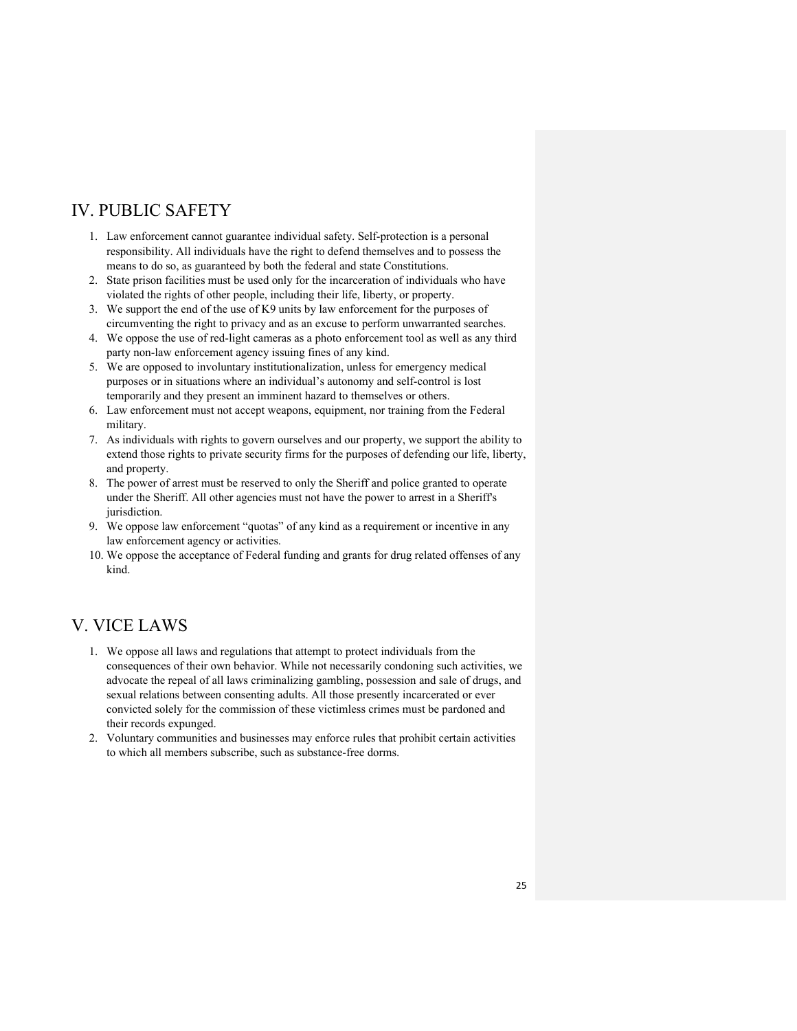## IV. PUBLIC SAFETY

1. Law enforcement cannot guarantee individual safety. Self-protection is a personal responsibility. All individuals have the right to defend themselves and to possess the means to do so, as guaranteed by both the federal and state Constitutions.
2. State prison facilities must be used only for the incarceration of individuals who have violated the rights of other people, including their life, liberty, or property.
3. We support the end of the use of K9 units by law enforcement for the purposes of circumventing the right to privacy and as an excuse to perform unwarranted searches.
4. We oppose the use of red-light cameras as a photo enforcement tool as well as any third party non-law enforcement agency issuing fines of any kind.
5. We are opposed to involuntary institutionalization, unless for emergency medical purposes or in situations where an individual's autonomy and self-control is lost temporarily and they present an imminent hazard to themselves or others.
6. Law enforcement must not accept weapons, equipment, nor training from the Federal military.
7. As individuals with rights to govern ourselves and our property, we support the ability to extend those rights to private security firms for the purposes of defending our life, liberty, and property.
8. The power of arrest must be reserved to only the Sheriff and police granted to operate under the Sheriff. All other agencies must not have the power to arrest in a Sheriff's jurisdiction.
9. We oppose law enforcement "quotas" of any kind as a requirement or incentive in any law enforcement agency or activities.
10. We oppose the acceptance of Federal funding and grants for drug related offenses of any kind.

## V. VICE LAWS

1. We oppose all laws and regulations that attempt to protect individuals from the consequences of their own behavior. While not necessarily condoning such activities, we advocate the repeal of all laws criminalizing gambling, possession and sale of drugs, and sexual relations between consenting adults. All those presently incarcerated or ever convicted solely for the commission of these victimless crimes must be pardoned and their records expunged.
2. Voluntary communities and businesses may enforce rules that prohibit certain activities to which all members subscribe, such as substance-free dorms.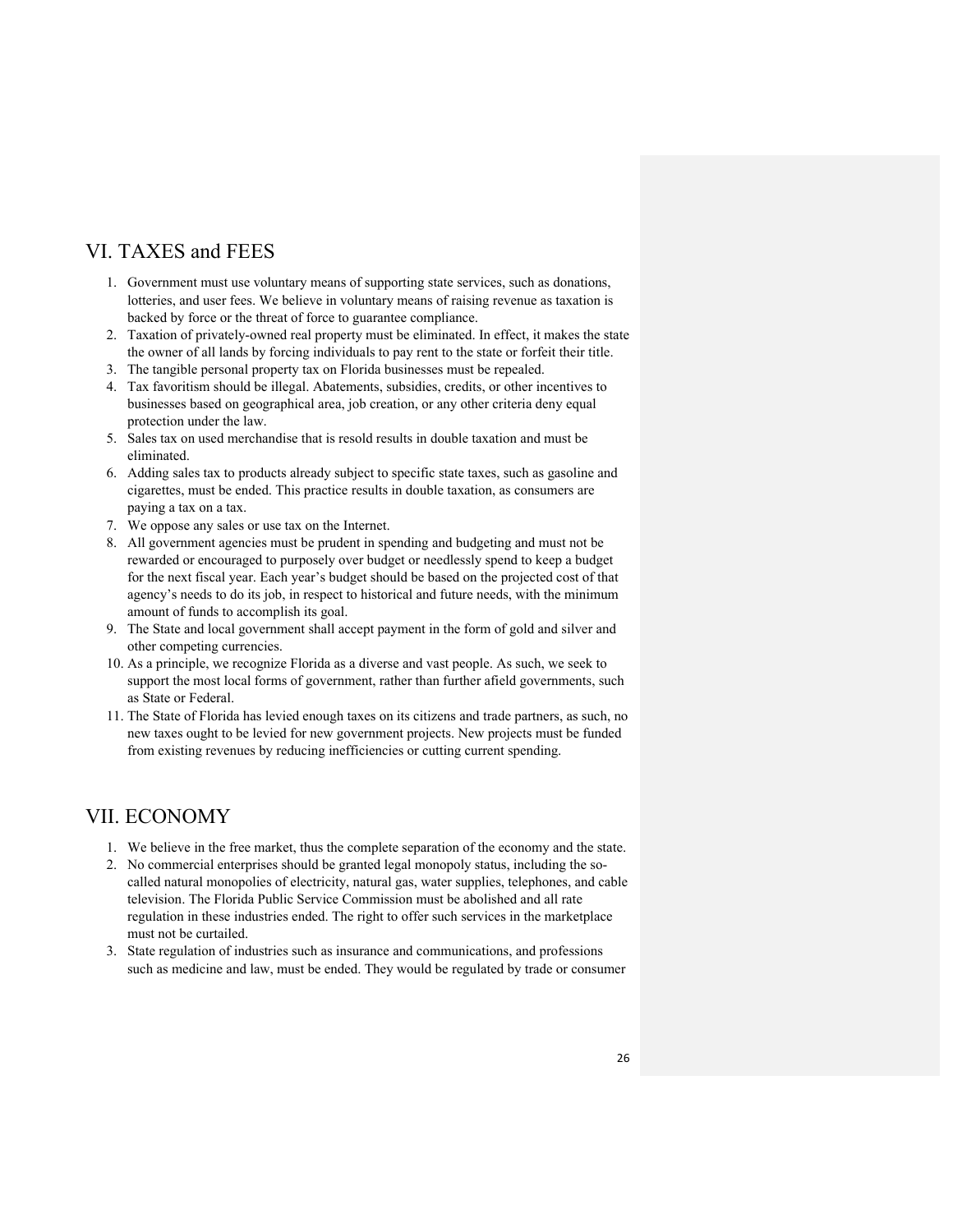## VI. TAXES and FEES

1. Government must use voluntary means of supporting state services, such as donations, lotteries, and user fees. We believe in voluntary means of raising revenue as taxation is backed by force or the threat of force to guarantee compliance.
2. Taxation of privately-owned real property must be eliminated. In effect, it makes the state the owner of all lands by forcing individuals to pay rent to the state or forfeit their title.
3. The tangible personal property tax on Florida businesses must be repealed.
4. Tax favoritism should be illegal. Abatements, subsidies, credits, or other incentives to businesses based on geographical area, job creation, or any other criteria deny equal protection under the law.
5. Sales tax on used merchandise that is resold results in double taxation and must be eliminated.
6. Adding sales tax to products already subject to specific state taxes, such as gasoline and cigarettes, must be ended. This practice results in double taxation, as consumers are paying a tax on a tax.
7. We oppose any sales or use tax on the Internet.
8. All government agencies must be prudent in spending and budgeting and must not be rewarded or encouraged to purposely over budget or needlessly spend to keep a budget for the next fiscal year. Each year's budget should be based on the projected cost of that agency's needs to do its job, in respect to historical and future needs, with the minimum amount of funds to accomplish its goal.
9. The State and local government shall accept payment in the form of gold and silver and other competing currencies.
10. As a principle, we recognize Florida as a diverse and vast people. As such, we seek to support the most local forms of government, rather than further afield governments, such as State or Federal.
11. The State of Florida has levied enough taxes on its citizens and trade partners, as such, no new taxes ought to be levied for new government projects. New projects must be funded from existing revenues by reducing inefficiencies or cutting current spending.

## VII. ECONOMY

1. We believe in the free market, thus the complete separation of the economy and the state.
2. No commercial enterprises should be granted legal monopoly status, including the so-called natural monopolies of electricity, natural gas, water supplies, telephones, and cable television. The Florida Public Service Commission must be abolished and all rate regulation in these industries ended. The right to offer such services in the marketplace must not be curtailed.
3. State regulation of industries such as insurance and communications, and professions such as medicine and law, must be ended. They would be regulated by trade or consumer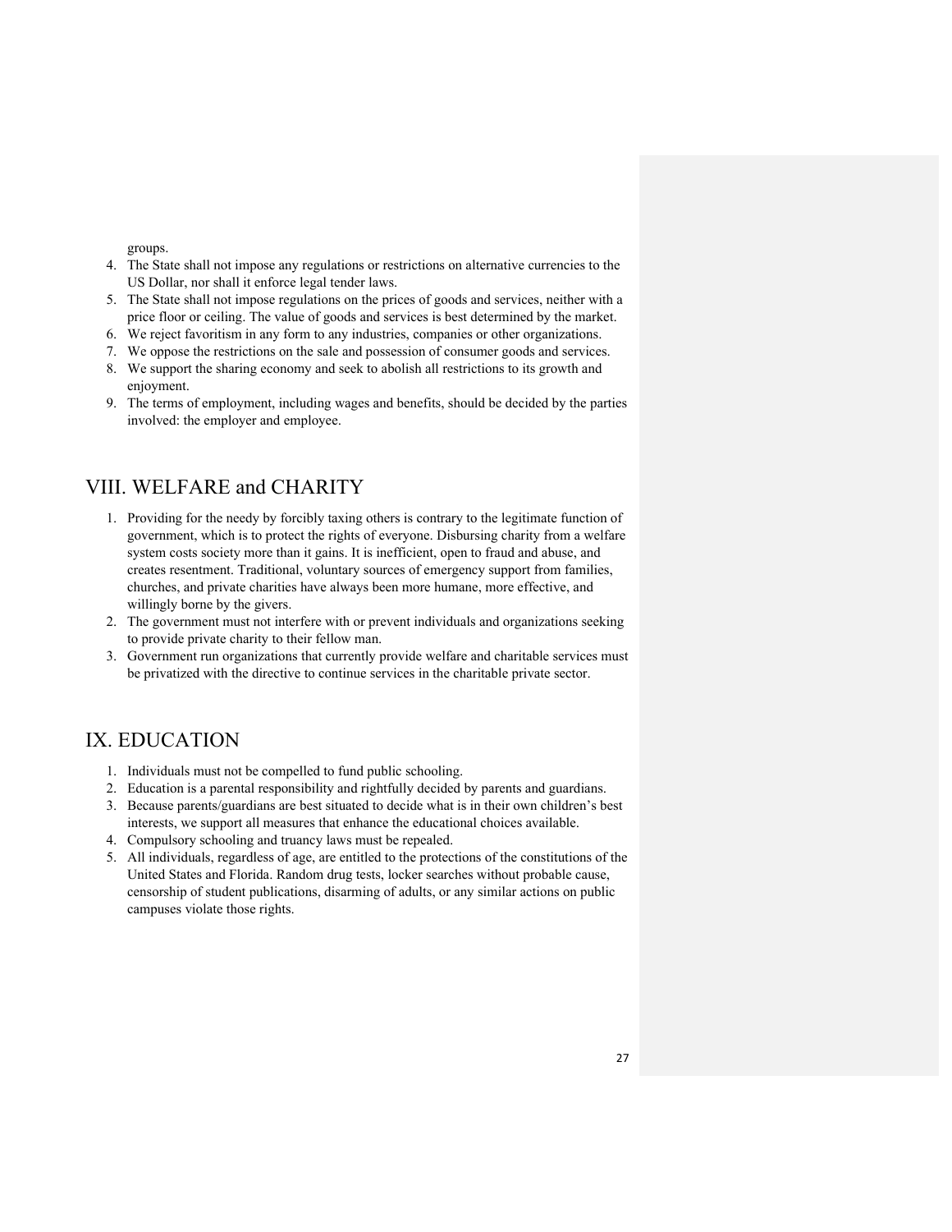groups.

4. The State shall not impose any regulations or restrictions on alternative currencies to the US Dollar, nor shall it enforce legal tender laws.
5. The State shall not impose regulations on the prices of goods and services, neither with a price floor or ceiling. The value of goods and services is best determined by the market.
6. We reject favoritism in any form to any industries, companies or other organizations.
7. We oppose the restrictions on the sale and possession of consumer goods and services.
8. We support the sharing economy and seek to abolish all restrictions to its growth and enjoyment.
9. The terms of employment, including wages and benefits, should be decided by the parties involved: the employer and employee.

## VIII. WELFARE and CHARITY

1. Providing for the needy by forcibly taxing others is contrary to the legitimate function of government, which is to protect the rights of everyone. Disbursing charity from a welfare system costs society more than it gains. It is inefficient, open to fraud and abuse, and creates resentment. Traditional, voluntary sources of emergency support from families, churches, and private charities have always been more humane, more effective, and willingly borne by the givers.
2. The government must not interfere with or prevent individuals and organizations seeking to provide private charity to their fellow man.
3. Government run organizations that currently provide welfare and charitable services must be privatized with the directive to continue services in the charitable private sector.

## IX. EDUCATION

1. Individuals must not be compelled to fund public schooling.
2. Education is a parental responsibility and rightfully decided by parents and guardians.
3. Because parents/guardians are best situated to decide what is in their own children's best interests, we support all measures that enhance the educational choices available.
4. Compulsory schooling and truancy laws must be repealed.
5. All individuals, regardless of age, are entitled to the protections of the constitutions of the United States and Florida. Random drug tests, locker searches without probable cause, censorship of student publications, disarming of adults, or any similar actions on public campuses violate those rights.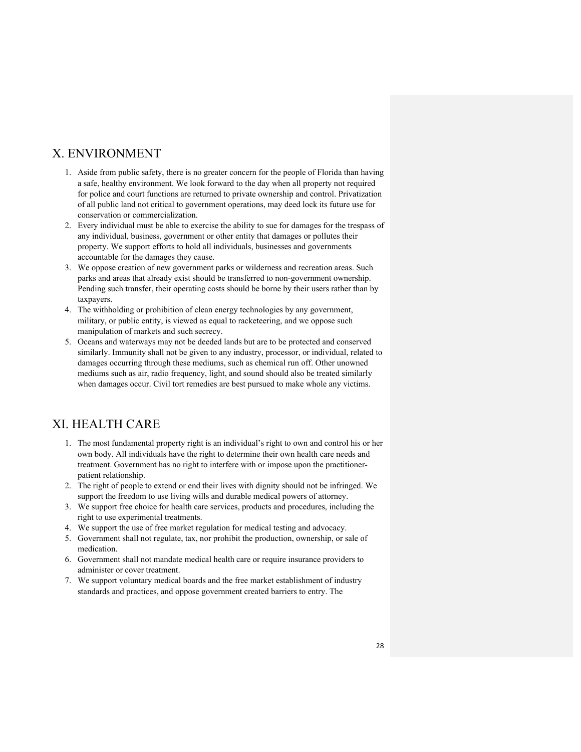## X. ENVIRONMENT

1. Aside from public safety, there is no greater concern for the people of Florida than having a safe, healthy environment. We look forward to the day when all property not required for police and court functions are returned to private ownership and control. Privatization of all public land not critical to government operations, may deed lock its future use for conservation or commercialization.
2. Every individual must be able to exercise the ability to sue for damages for the trespass of any individual, business, government or other entity that damages or pollutes their property. We support efforts to hold all individuals, businesses and governments accountable for the damages they cause.
3. We oppose creation of new government parks or wilderness and recreation areas. Such parks and areas that already exist should be transferred to non-government ownership. Pending such transfer, their operating costs should be borne by their users rather than by taxpayers.
4. The withholding or prohibition of clean energy technologies by any government, military, or public entity, is viewed as equal to racketeering, and we oppose such manipulation of markets and such secrecy.
5. Oceans and waterways may not be deeded lands but are to be protected and conserved similarly. Immunity shall not be given to any industry, processor, or individual, related to damages occurring through these mediums, such as chemical run off. Other unowned mediums such as air, radio frequency, light, and sound should also be treated similarly when damages occur. Civil tort remedies are best pursued to make whole any victims.

## XI. HEALTH CARE

1. The most fundamental property right is an individual's right to own and control his or her own body. All individuals have the right to determine their own health care needs and treatment. Government has no right to interfere with or impose upon the practitioner-patient relationship.
2. The right of people to extend or end their lives with dignity should not be infringed. We support the freedom to use living wills and durable medical powers of attorney.
3. We support free choice for health care services, products and procedures, including the right to use experimental treatments.
4. We support the use of free market regulation for medical testing and advocacy.
5. Government shall not regulate, tax, nor prohibit the production, ownership, or sale of medication.
6. Government shall not mandate medical health care or require insurance providers to administer or cover treatment.
7. We support voluntary medical boards and the free market establishment of industry standards and practices, and oppose government created barriers to entry. The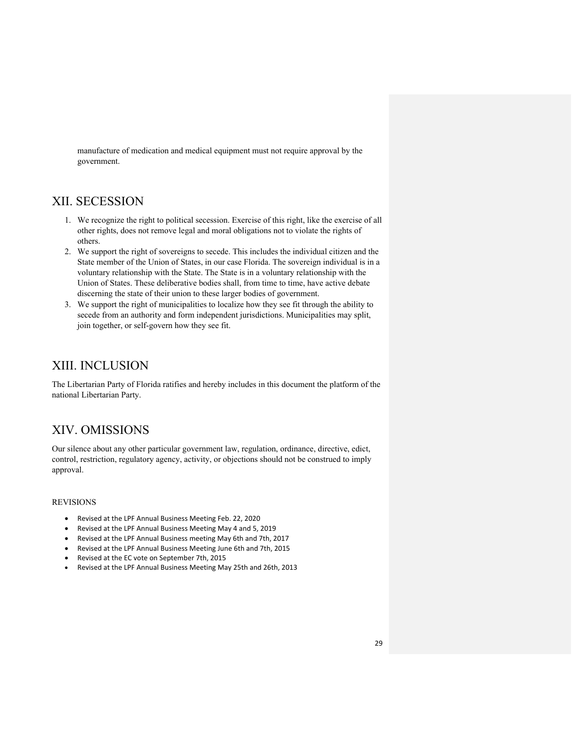manufacture of medication and medical equipment must not require approval by the government.

## XII. SECESSION

1. We recognize the right to political secession. Exercise of this right, like the exercise of all other rights, does not remove legal and moral obligations not to violate the rights of others.
2. We support the right of sovereigns to secede. This includes the individual citizen and the State member of the Union of States, in our case Florida. The sovereign individual is in a voluntary relationship with the State. The State is in a voluntary relationship with the Union of States. These deliberative bodies shall, from time to time, have active debate discerning the state of their union to these larger bodies of government.
3. We support the right of municipalities to localize how they see fit through the ability to secede from an authority and form independent jurisdictions. Municipalities may split, join together, or self-govern how they see fit.

## XIII. INCLUSION

The Libertarian Party of Florida ratifies and hereby includes in this document the platform of the national Libertarian Party.

## XIV. OMISSIONS

Our silence about any other particular government law, regulation, ordinance, directive, edict, control, restriction, regulatory agency, activity, or objections should not be construed to imply approval.

REVISIONS

- Revised at the LPF Annual Business Meeting Feb. 22, 2020
- Revised at the LPF Annual Business Meeting May 4 and 5, 2019
- Revised at the LPF Annual Business meeting May 6th and 7th, 2017
- Revised at the LPF Annual Business Meeting June 6th and 7th, 2015
- Revised at the EC vote on September 7th, 2015
- Revised at the LPF Annual Business Meeting May 25th and 26th, 2013